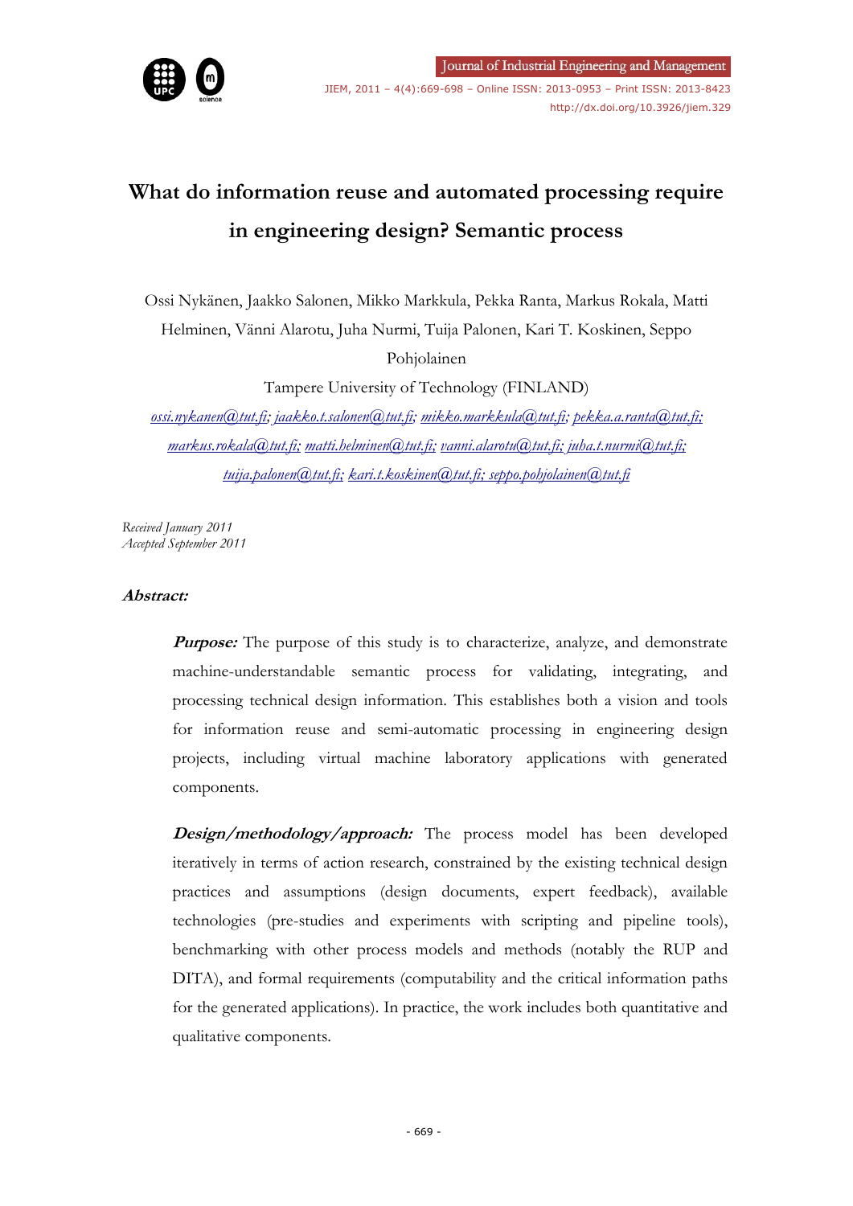# What do information reuse and automated processing require in engineering design? Semantic process

Ossi Nykänen, Jaakko Salonen, Mikko Markkula, Pekka Ranta, Markus Rokala, Matti Helminen, Vänni Alarotu, Juha Nurmi, Tuija Palonen, Kari T. Koskinen, Seppo Pohjolainen

Tampere University of Technology (FINLAND)

ossi.nykanen@tut.fi; jaakko.t.salonen@tut.fi; mikko.markkula@tut.fi; pekka.a.ranta@tut.fi; markus.rokala@tut.fi; matti.helminen@tut.fi; vanni.alarotu@tut.fi; juha.t.nurmi@tut.fi; tuija.palonen@tut.fi; kari.t.koskinen@tut.fi; seppo.pohjolainen@tut.fi

*Received January 2011*
*Accepted September 2011*

### *Abstract:*

***Purpose:*** The purpose of this study is to characterize, analyze, and demonstrate machine-understandable semantic process for validating, integrating, and processing technical design information. This establishes both a vision and tools for information reuse and semi-automatic processing in engineering design projects, including virtual machine laboratory applications with generated components.

***Design/methodology/approach:*** The process model has been developed iteratively in terms of action research, constrained by the existing technical design practices and assumptions (design documents, expert feedback), available technologies (pre-studies and experiments with scripting and pipeline tools), benchmarking with other process models and methods (notably the RUP and DITA), and formal requirements (computability and the critical information paths for the generated applications). In practice, the work includes both quantitative and qualitative components.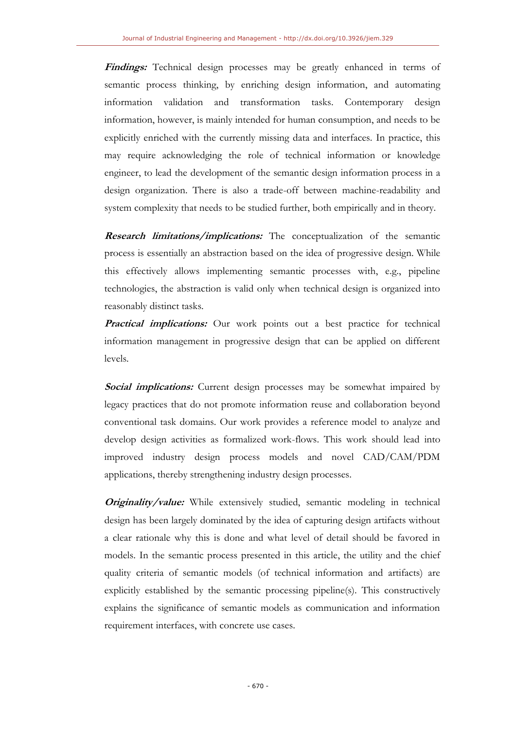***Findings:*** Technical design processes may be greatly enhanced in terms of semantic process thinking, by enriching design information, and automating information validation and transformation tasks. Contemporary design information, however, is mainly intended for human consumption, and needs to be explicitly enriched with the currently missing data and interfaces. In practice, this may require acknowledging the role of technical information or knowledge engineer, to lead the development of the semantic design information process in a design organization. There is also a trade-off between machine-readability and system complexity that needs to be studied further, both empirically and in theory.

***Research limitations/implications:*** The conceptualization of the semantic process is essentially an abstraction based on the idea of progressive design. While this effectively allows implementing semantic processes with, e.g., pipeline technologies, the abstraction is valid only when technical design is organized into reasonably distinct tasks.

***Practical implications:*** Our work points out a best practice for technical information management in progressive design that can be applied on different levels.

***Social implications:*** Current design processes may be somewhat impaired by legacy practices that do not promote information reuse and collaboration beyond conventional task domains. Our work provides a reference model to analyze and develop design activities as formalized work-flows. This work should lead into improved industry design process models and novel CAD/CAM/PDM applications, thereby strengthening industry design processes.

***Originality/value:*** While extensively studied, semantic modeling in technical design has been largely dominated by the idea of capturing design artifacts without a clear rationale why this is done and what level of detail should be favored in models. In the semantic process presented in this article, the utility and the chief quality criteria of semantic models (of technical information and artifacts) are explicitly established by the semantic processing pipeline(s). This constructively explains the significance of semantic models as communication and information requirement interfaces, with concrete use cases.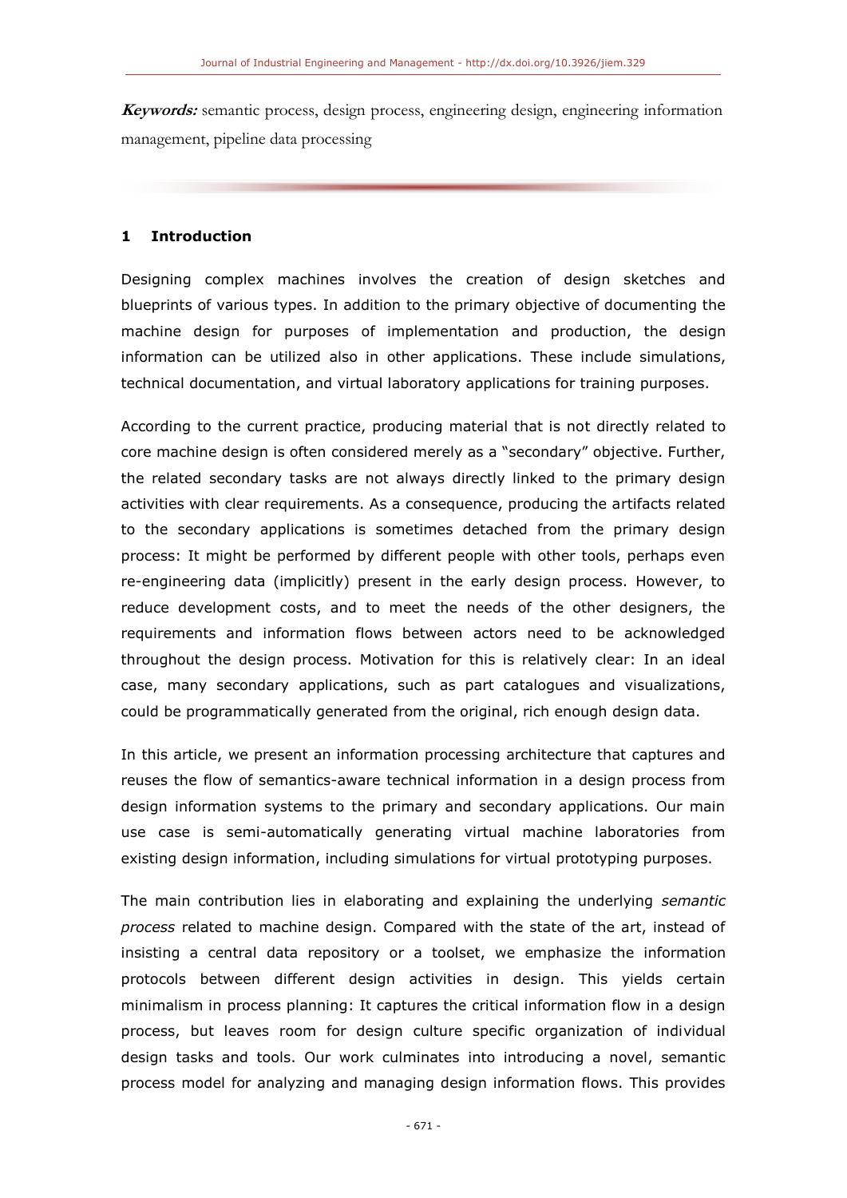***Keywords:*** semantic process, design process, engineering design, engineering information management, pipeline data processing

## 1 Introduction

Designing complex machines involves the creation of design sketches and blueprints of various types. In addition to the primary objective of documenting the machine design for purposes of implementation and production, the design information can be utilized also in other applications. These include simulations, technical documentation, and virtual laboratory applications for training purposes.

According to the current practice, producing material that is not directly related to core machine design is often considered merely as a "secondary" objective. Further, the related secondary tasks are not always directly linked to the primary design activities with clear requirements. As a consequence, producing the artifacts related to the secondary applications is sometimes detached from the primary design process: It might be performed by different people with other tools, perhaps even re-engineering data (implicitly) present in the early design process. However, to reduce development costs, and to meet the needs of the other designers, the requirements and information flows between actors need to be acknowledged throughout the design process. Motivation for this is relatively clear: In an ideal case, many secondary applications, such as part catalogues and visualizations, could be programmatically generated from the original, rich enough design data.

In this article, we present an information processing architecture that captures and reuses the flow of semantics-aware technical information in a design process from design information systems to the primary and secondary applications. Our main use case is semi-automatically generating virtual machine laboratories from existing design information, including simulations for virtual prototyping purposes.

The main contribution lies in elaborating and explaining the underlying *semantic process* related to machine design. Compared with the state of the art, instead of insisting a central data repository or a toolset, we emphasize the information protocols between different design activities in design. This yields certain minimalism in process planning: It captures the critical information flow in a design process, but leaves room for design culture specific organization of individual design tasks and tools. Our work culminates into introducing a novel, semantic process model for analyzing and managing design information flows. This provides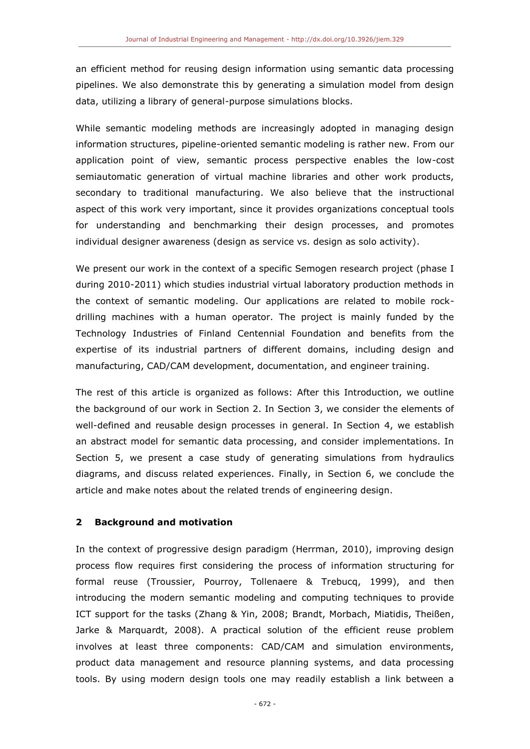an efficient method for reusing design information using semantic data processing pipelines. We also demonstrate this by generating a simulation model from design data, utilizing a library of general-purpose simulations blocks.

While semantic modeling methods are increasingly adopted in managing design information structures, pipeline-oriented semantic modeling is rather new. From our application point of view, semantic process perspective enables the low-cost semiautomatic generation of virtual machine libraries and other work products, secondary to traditional manufacturing. We also believe that the instructional aspect of this work very important, since it provides organizations conceptual tools for understanding and benchmarking their design processes, and promotes individual designer awareness (design as service vs. design as solo activity).

We present our work in the context of a specific Semogen research project (phase I during 2010-2011) which studies industrial virtual laboratory production methods in the context of semantic modeling. Our applications are related to mobile rock-drilling machines with a human operator. The project is mainly funded by the Technology Industries of Finland Centennial Foundation and benefits from the expertise of its industrial partners of different domains, including design and manufacturing, CAD/CAM development, documentation, and engineer training.

The rest of this article is organized as follows: After this Introduction, we outline the background of our work in Section 2. In Section 3, we consider the elements of well-defined and reusable design processes in general. In Section 4, we establish an abstract model for semantic data processing, and consider implementations. In Section 5, we present a case study of generating simulations from hydraulics diagrams, and discuss related experiences. Finally, in Section 6, we conclude the article and make notes about the related trends of engineering design.

## 2 Background and motivation

In the context of progressive design paradigm (Herrman, 2010), improving design process flow requires first considering the process of information structuring for formal reuse (Troussier, Pourroy, Tollenaere & Trebucq, 1999), and then introducing the modern semantic modeling and computing techniques to provide ICT support for the tasks (Zhang & Yin, 2008; Brandt, Morbach, Miatidis, Theißen, Jarke & Marquardt, 2008). A practical solution of the efficient reuse problem involves at least three components: CAD/CAM and simulation environments, product data management and resource planning systems, and data processing tools. By using modern design tools one may readily establish a link between a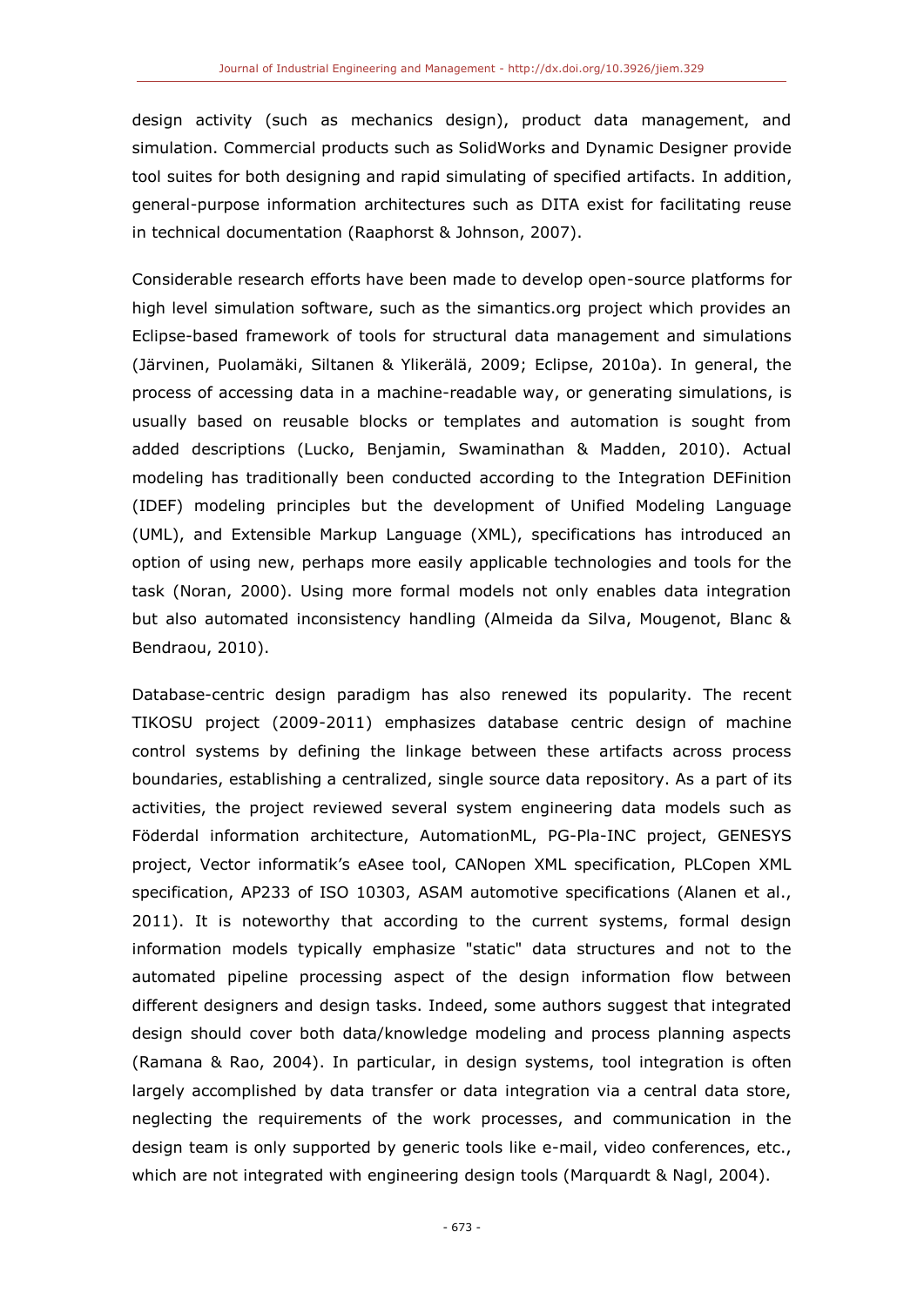design activity (such as mechanics design), product data management, and simulation. Commercial products such as SolidWorks and Dynamic Designer provide tool suites for both designing and rapid simulating of specified artifacts. In addition, general-purpose information architectures such as DITA exist for facilitating reuse in technical documentation (Raaphorst & Johnson, 2007).

Considerable research efforts have been made to develop open-source platforms for high level simulation software, such as the simantics.org project which provides an Eclipse-based framework of tools for structural data management and simulations (Järvinen, Puolamäki, Siltanen & Ylikerälä, 2009; Eclipse, 2010a). In general, the process of accessing data in a machine-readable way, or generating simulations, is usually based on reusable blocks or templates and automation is sought from added descriptions (Lucko, Benjamin, Swaminathan & Madden, 2010). Actual modeling has traditionally been conducted according to the Integration DEFinition (IDEF) modeling principles but the development of Unified Modeling Language (UML), and Extensible Markup Language (XML), specifications has introduced an option of using new, perhaps more easily applicable technologies and tools for the task (Noran, 2000). Using more formal models not only enables data integration but also automated inconsistency handling (Almeida da Silva, Mougenot, Blanc & Bendraou, 2010).

Database-centric design paradigm has also renewed its popularity. The recent TIKOSU project (2009-2011) emphasizes database centric design of machine control systems by defining the linkage between these artifacts across process boundaries, establishing a centralized, single source data repository. As a part of its activities, the project reviewed several system engineering data models such as Föderdal information architecture, AutomationML, PG-Pla-INC project, GENESYS project, Vector informatik's eAsee tool, CANopen XML specification, PLCopen XML specification, AP233 of ISO 10303, ASAM automotive specifications (Alanen et al., 2011). It is noteworthy that according to the current systems, formal design information models typically emphasize "static" data structures and not to the automated pipeline processing aspect of the design information flow between different designers and design tasks. Indeed, some authors suggest that integrated design should cover both data/knowledge modeling and process planning aspects (Ramana & Rao, 2004). In particular, in design systems, tool integration is often largely accomplished by data transfer or data integration via a central data store, neglecting the requirements of the work processes, and communication in the design team is only supported by generic tools like e-mail, video conferences, etc., which are not integrated with engineering design tools (Marquardt & Nagl, 2004).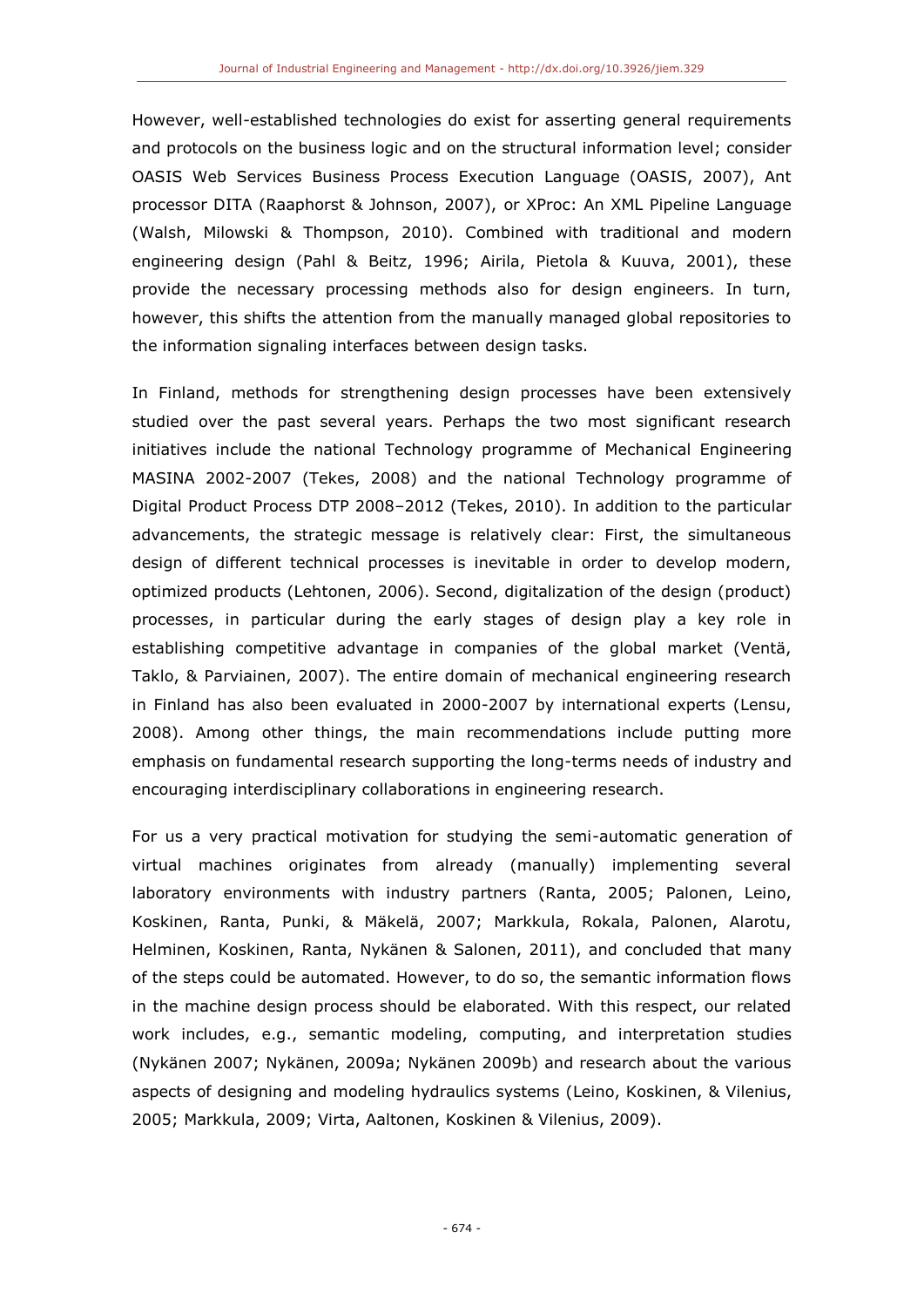However, well-established technologies do exist for asserting general requirements and protocols on the business logic and on the structural information level; consider OASIS Web Services Business Process Execution Language (OASIS, 2007), Ant processor DITA (Raaphorst & Johnson, 2007), or XProc: An XML Pipeline Language (Walsh, Milowski & Thompson, 2010). Combined with traditional and modern engineering design (Pahl & Beitz, 1996; Airila, Pietola & Kuuva, 2001), these provide the necessary processing methods also for design engineers. In turn, however, this shifts the attention from the manually managed global repositories to the information signaling interfaces between design tasks.

In Finland, methods for strengthening design processes have been extensively studied over the past several years. Perhaps the two most significant research initiatives include the national Technology programme of Mechanical Engineering MASINA 2002-2007 (Tekes, 2008) and the national Technology programme of Digital Product Process DTP 2008–2012 (Tekes, 2010). In addition to the particular advancements, the strategic message is relatively clear: First, the simultaneous design of different technical processes is inevitable in order to develop modern, optimized products (Lehtonen, 2006). Second, digitalization of the design (product) processes, in particular during the early stages of design play a key role in establishing competitive advantage in companies of the global market (Ventä, Taklo, & Parviainen, 2007). The entire domain of mechanical engineering research in Finland has also been evaluated in 2000-2007 by international experts (Lensu, 2008). Among other things, the main recommendations include putting more emphasis on fundamental research supporting the long-terms needs of industry and encouraging interdisciplinary collaborations in engineering research.

For us a very practical motivation for studying the semi-automatic generation of virtual machines originates from already (manually) implementing several laboratory environments with industry partners (Ranta, 2005; Palonen, Leino, Koskinen, Ranta, Punki, & Mäkelä, 2007; Markkula, Rokala, Palonen, Alarotu, Helminen, Koskinen, Ranta, Nykänen & Salonen, 2011), and concluded that many of the steps could be automated. However, to do so, the semantic information flows in the machine design process should be elaborated. With this respect, our related work includes, e.g., semantic modeling, computing, and interpretation studies (Nykänen 2007; Nykänen, 2009a; Nykänen 2009b) and research about the various aspects of designing and modeling hydraulics systems (Leino, Koskinen, & Vilenius, 2005; Markkula, 2009; Virta, Aaltonen, Koskinen & Vilenius, 2009).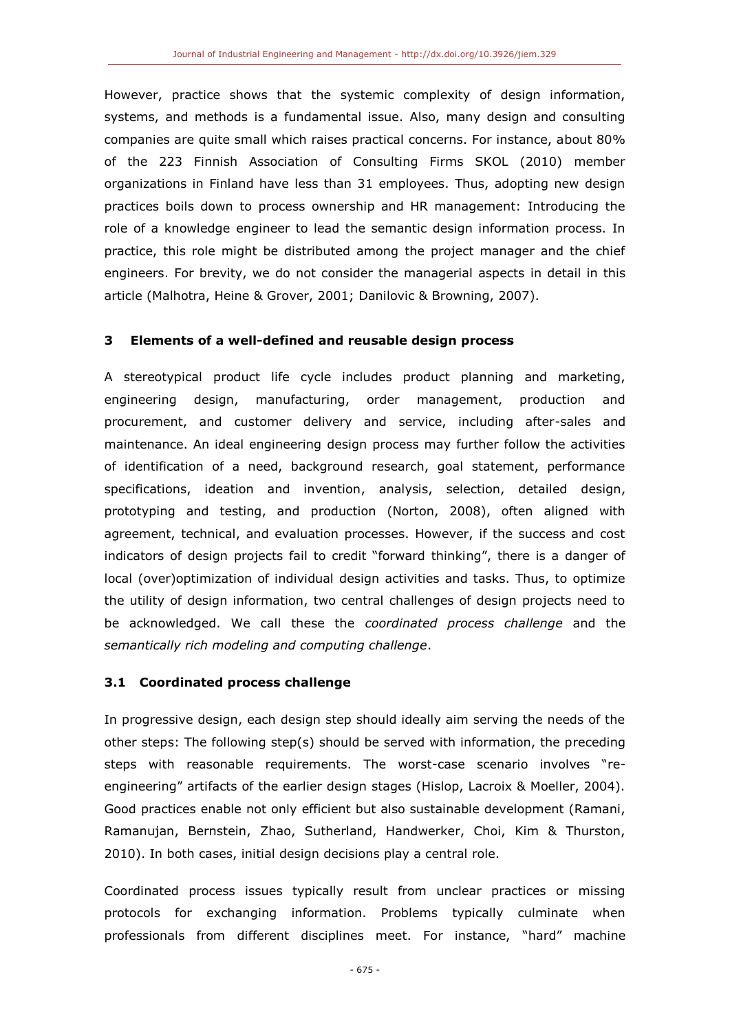However, practice shows that the systemic complexity of design information, systems, and methods is a fundamental issue. Also, many design and consulting companies are quite small which raises practical concerns. For instance, about 80% of the 223 Finnish Association of Consulting Firms SKOL (2010) member organizations in Finland have less than 31 employees. Thus, adopting new design practices boils down to process ownership and HR management: Introducing the role of a knowledge engineer to lead the semantic design information process. In practice, this role might be distributed among the project manager and the chief engineers. For brevity, we do not consider the managerial aspects in detail in this article (Malhotra, Heine & Grover, 2001; Danilovic & Browning, 2007).

## 3 Elements of a well-defined and reusable design process

A stereotypical product life cycle includes product planning and marketing, engineering design, manufacturing, order management, production and procurement, and customer delivery and service, including after-sales and maintenance. An ideal engineering design process may further follow the activities of identification of a need, background research, goal statement, performance specifications, ideation and invention, analysis, selection, detailed design, prototyping and testing, and production (Norton, 2008), often aligned with agreement, technical, and evaluation processes. However, if the success and cost indicators of design projects fail to credit "forward thinking", there is a danger of local (over)optimization of individual design activities and tasks. Thus, to optimize the utility of design information, two central challenges of design projects need to be acknowledged. We call these the *coordinated process challenge* and the *semantically rich modeling and computing challenge*.

### 3.1 Coordinated process challenge

In progressive design, each design step should ideally aim serving the needs of the other steps: The following step(s) should be served with information, the preceding steps with reasonable requirements. The worst-case scenario involves "re-engineering" artifacts of the earlier design stages (Hislop, Lacroix & Moeller, 2004). Good practices enable not only efficient but also sustainable development (Ramani, Ramanujan, Bernstein, Zhao, Sutherland, Handwerker, Choi, Kim & Thurston, 2010). In both cases, initial design decisions play a central role.

Coordinated process issues typically result from unclear practices or missing protocols for exchanging information. Problems typically culminate when professionals from different disciplines meet. For instance, "hard" machine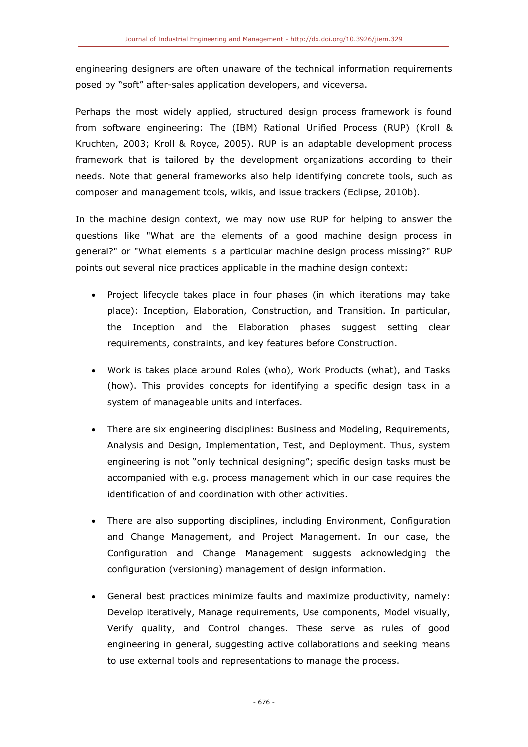engineering designers are often unaware of the technical information requirements posed by "soft" after-sales application developers, and viceversa.

Perhaps the most widely applied, structured design process framework is found from software engineering: The (IBM) Rational Unified Process (RUP) (Kroll & Kruchten, 2003; Kroll & Royce, 2005). RUP is an adaptable development process framework that is tailored by the development organizations according to their needs. Note that general frameworks also help identifying concrete tools, such as composer and management tools, wikis, and issue trackers (Eclipse, 2010b).

In the machine design context, we may now use RUP for helping to answer the questions like "What are the elements of a good machine design process in general?" or "What elements is a particular machine design process missing?" RUP points out several nice practices applicable in the machine design context:

- Project lifecycle takes place in four phases (in which iterations may take place): Inception, Elaboration, Construction, and Transition. In particular, the Inception and the Elaboration phases suggest setting clear requirements, constraints, and key features before Construction.
- Work is takes place around Roles (who), Work Products (what), and Tasks (how). This provides concepts for identifying a specific design task in a system of manageable units and interfaces.
- There are six engineering disciplines: Business and Modeling, Requirements, Analysis and Design, Implementation, Test, and Deployment. Thus, system engineering is not "only technical designing"; specific design tasks must be accompanied with e.g. process management which in our case requires the identification of and coordination with other activities.
- There are also supporting disciplines, including Environment, Configuration and Change Management, and Project Management. In our case, the Configuration and Change Management suggests acknowledging the configuration (versioning) management of design information.
- General best practices minimize faults and maximize productivity, namely: Develop iteratively, Manage requirements, Use components, Model visually, Verify quality, and Control changes. These serve as rules of good engineering in general, suggesting active collaborations and seeking means to use external tools and representations to manage the process.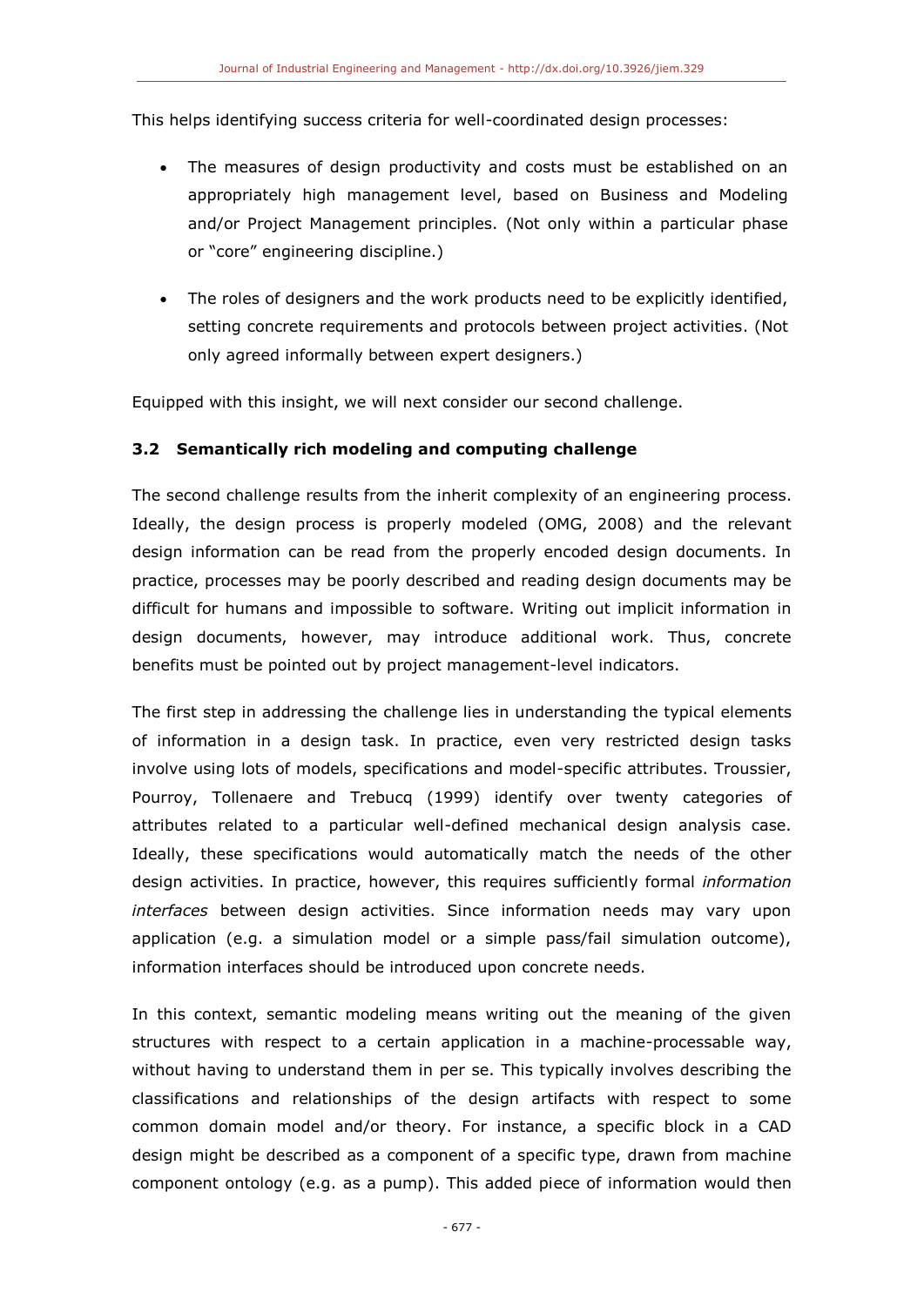This helps identifying success criteria for well-coordinated design processes:

- The measures of design productivity and costs must be established on an appropriately high management level, based on Business and Modeling and/or Project Management principles. (Not only within a particular phase or “core” engineering discipline.)
- The roles of designers and the work products need to be explicitly identified, setting concrete requirements and protocols between project activities. (Not only agreed informally between expert designers.)

Equipped with this insight, we will next consider our second challenge.

### 3.2 Semantically rich modeling and computing challenge

The second challenge results from the inherit complexity of an engineering process. Ideally, the design process is properly modeled (OMG, 2008) and the relevant design information can be read from the properly encoded design documents. In practice, processes may be poorly described and reading design documents may be difficult for humans and impossible to software. Writing out implicit information in design documents, however, may introduce additional work. Thus, concrete benefits must be pointed out by project management-level indicators.

The first step in addressing the challenge lies in understanding the typical elements of information in a design task. In practice, even very restricted design tasks involve using lots of models, specifications and model-specific attributes. Troussier, Pourroy, Tollenaere and Trebucq (1999) identify over twenty categories of attributes related to a particular well-defined mechanical design analysis case. Ideally, these specifications would automatically match the needs of the other design activities. In practice, however, this requires sufficiently formal *information interfaces* between design activities. Since information needs may vary upon application (e.g. a simulation model or a simple pass/fail simulation outcome), information interfaces should be introduced upon concrete needs.

In this context, semantic modeling means writing out the meaning of the given structures with respect to a certain application in a machine-processable way, without having to understand them in per se. This typically involves describing the classifications and relationships of the design artifacts with respect to some common domain model and/or theory. For instance, a specific block in a CAD design might be described as a component of a specific type, drawn from machine component ontology (e.g. as a pump). This added piece of information would then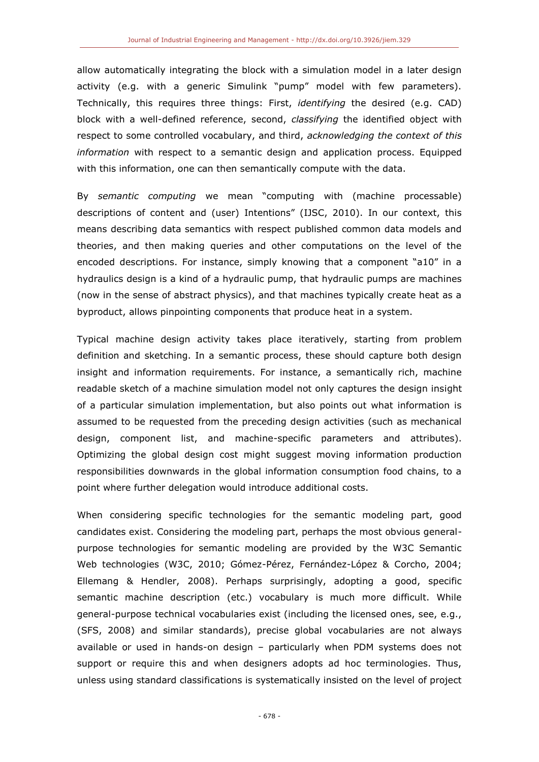allow automatically integrating the block with a simulation model in a later design activity (e.g. with a generic Simulink "pump" model with few parameters). Technically, this requires three things: First, *identifying* the desired (e.g. CAD) block with a well-defined reference, second, *classifying* the identified object with respect to some controlled vocabulary, and third, *acknowledging the context of this information* with respect to a semantic design and application process. Equipped with this information, one can then semantically compute with the data.

By *semantic computing* we mean "computing with (machine processable) descriptions of content and (user) Intentions" (IJSC, 2010). In our context, this means describing data semantics with respect published common data models and theories, and then making queries and other computations on the level of the encoded descriptions. For instance, simply knowing that a component "a10" in a hydraulics design is a kind of a hydraulic pump, that hydraulic pumps are machines (now in the sense of abstract physics), and that machines typically create heat as a byproduct, allows pinpointing components that produce heat in a system.

Typical machine design activity takes place iteratively, starting from problem definition and sketching. In a semantic process, these should capture both design insight and information requirements. For instance, a semantically rich, machine readable sketch of a machine simulation model not only captures the design insight of a particular simulation implementation, but also points out what information is assumed to be requested from the preceding design activities (such as mechanical design, component list, and machine-specific parameters and attributes). Optimizing the global design cost might suggest moving information production responsibilities downwards in the global information consumption food chains, to a point where further delegation would introduce additional costs.

When considering specific technologies for the semantic modeling part, good candidates exist. Considering the modeling part, perhaps the most obvious general-purpose technologies for semantic modeling are provided by the W3C Semantic Web technologies (W3C, 2010; Gómez-Pérez, Fernández-López & Corcho, 2004; Ellemang & Hendler, 2008). Perhaps surprisingly, adopting a good, specific semantic machine description (etc.) vocabulary is much more difficult. While general-purpose technical vocabularies exist (including the licensed ones, see, e.g., (SFS, 2008) and similar standards), precise global vocabularies are not always available or used in hands-on design – particularly when PDM systems does not support or require this and when designers adopts ad hoc terminologies. Thus, unless using standard classifications is systematically insisted on the level of project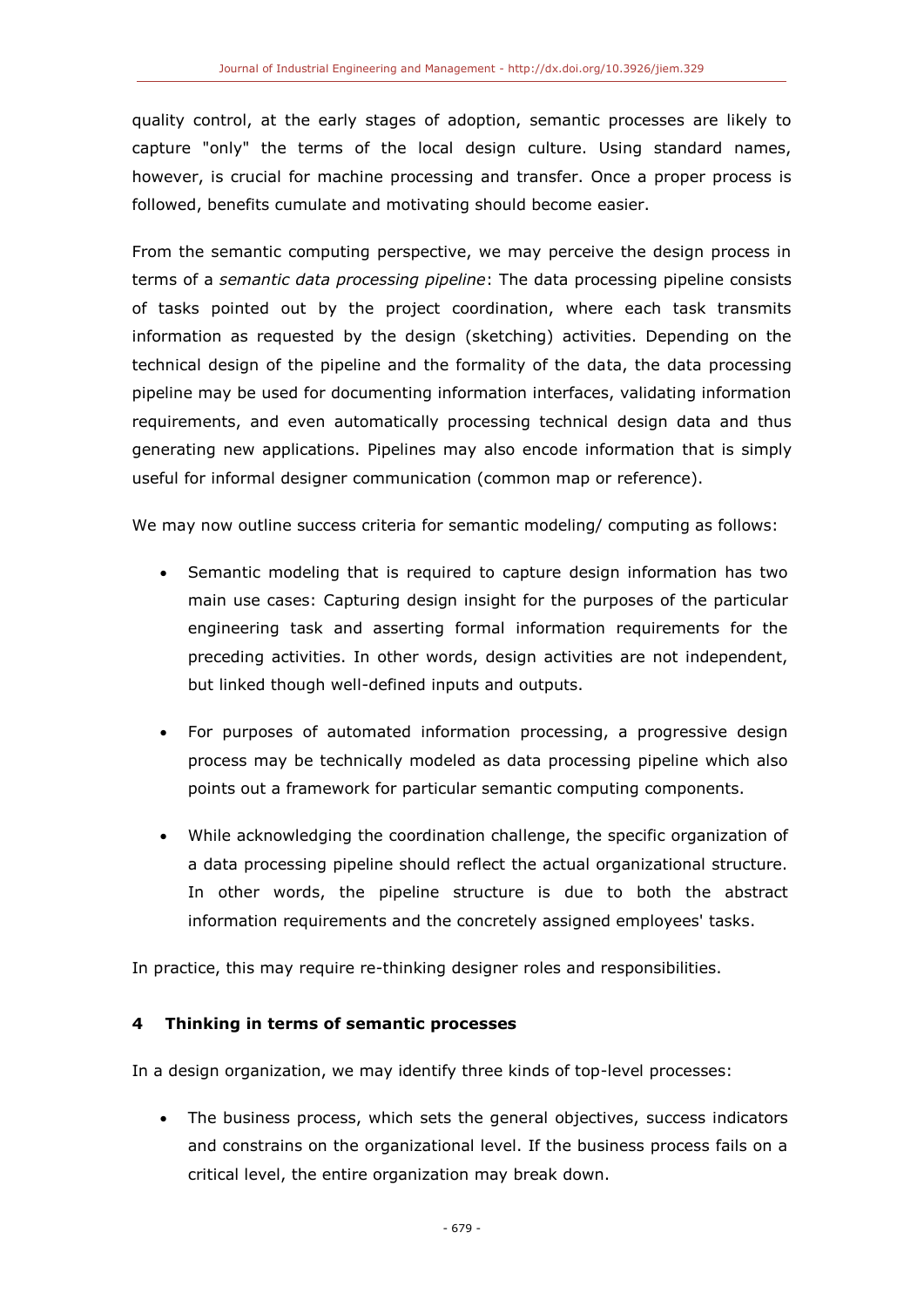quality control, at the early stages of adoption, semantic processes are likely to capture "only" the terms of the local design culture. Using standard names, however, is crucial for machine processing and transfer. Once a proper process is followed, benefits cumulate and motivating should become easier.

From the semantic computing perspective, we may perceive the design process in terms of a *semantic data processing pipeline*: The data processing pipeline consists of tasks pointed out by the project coordination, where each task transmits information as requested by the design (sketching) activities. Depending on the technical design of the pipeline and the formality of the data, the data processing pipeline may be used for documenting information interfaces, validating information requirements, and even automatically processing technical design data and thus generating new applications. Pipelines may also encode information that is simply useful for informal designer communication (common map or reference).

We may now outline success criteria for semantic modeling/ computing as follows:

- Semantic modeling that is required to capture design information has two main use cases: Capturing design insight for the purposes of the particular engineering task and asserting formal information requirements for the preceding activities. In other words, design activities are not independent, but linked though well-defined inputs and outputs.
- For purposes of automated information processing, a progressive design process may be technically modeled as data processing pipeline which also points out a framework for particular semantic computing components.
- While acknowledging the coordination challenge, the specific organization of a data processing pipeline should reflect the actual organizational structure. In other words, the pipeline structure is due to both the abstract information requirements and the concretely assigned employees' tasks.

In practice, this may require re-thinking designer roles and responsibilities.

## 4 Thinking in terms of semantic processes

In a design organization, we may identify three kinds of top-level processes:

- The business process, which sets the general objectives, success indicators and constrains on the organizational level. If the business process fails on a critical level, the entire organization may break down.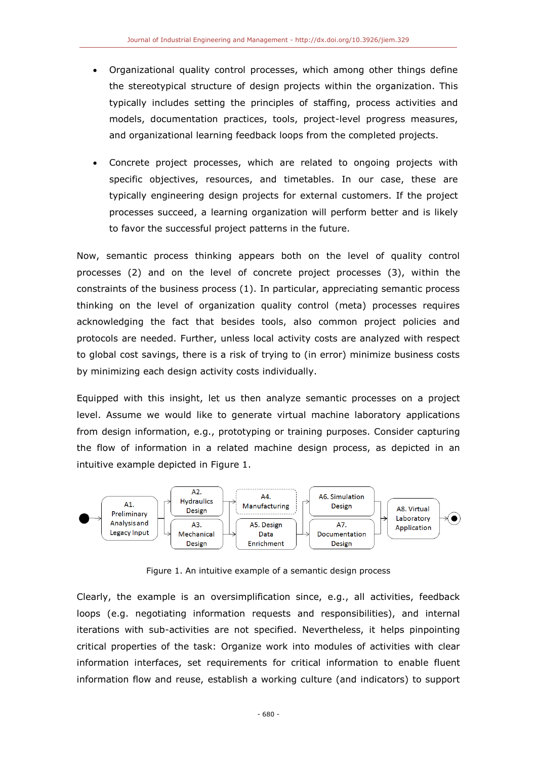- Organizational quality control processes, which among other things define the stereotypical structure of design projects within the organization. This typically includes setting the principles of staffing, process activities and models, documentation practices, tools, project-level progress measures, and organizational learning feedback loops from the completed projects.

- Concrete project processes, which are related to ongoing projects with specific objectives, resources, and timetables. In our case, these are typically engineering design projects for external customers. If the project processes succeed, a learning organization will perform better and is likely to favor the successful project patterns in the future.

Now, semantic process thinking appears both on the level of quality control processes (2) and on the level of concrete project processes (3), within the constraints of the business process (1). In particular, appreciating semantic process thinking on the level of organization quality control (meta) processes requires acknowledging the fact that besides tools, also common project policies and protocols are needed. Further, unless local activity costs are analyzed with respect to global cost savings, there is a risk of trying to (in error) minimize business costs by minimizing each design activity costs individually.

Equipped with this insight, let us then analyze semantic processes on a project level. Assume we would like to generate virtual machine laboratory applications from design information, e.g., prototyping or training purposes. Consider capturing the flow of information in a related machine design process, as depicted in an intuitive example depicted in Figure 1.

Figure 1. An intuitive example of a semantic design process

Clearly, the example is an oversimplification since, e.g., all activities, feedback loops (e.g. negotiating information requests and responsibilities), and internal iterations with sub-activities are not specified. Nevertheless, it helps pinpointing critical properties of the task: Organize work into modules of activities with clear information interfaces, set requirements for critical information to enable fluent information flow and reuse, establish a working culture (and indicators) to support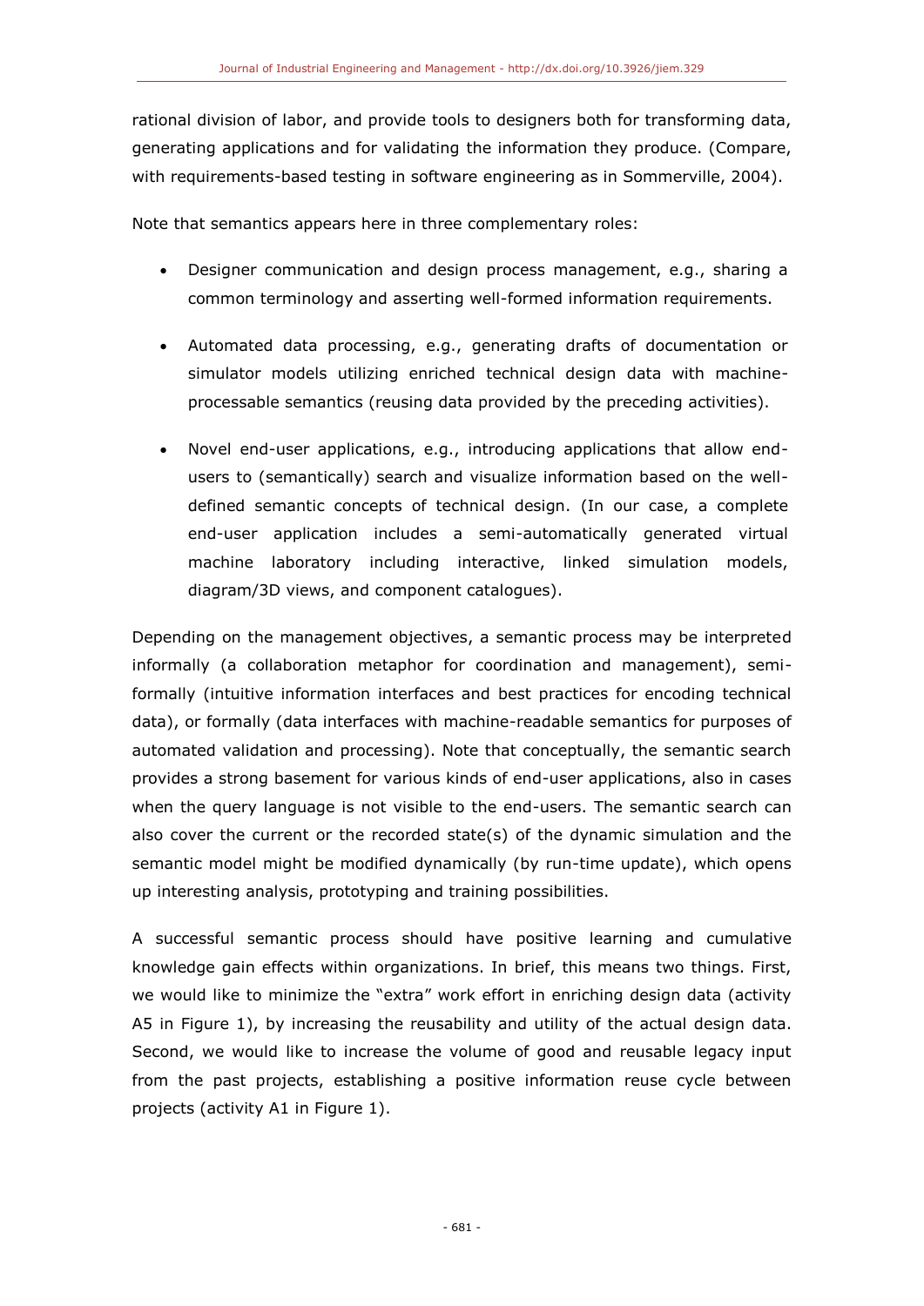rational division of labor, and provide tools to designers both for transforming data, generating applications and for validating the information they produce. (Compare, with requirements-based testing in software engineering as in Sommerville, 2004).

Note that semantics appears here in three complementary roles:

- Designer communication and design process management, e.g., sharing a common terminology and asserting well-formed information requirements.
- Automated data processing, e.g., generating drafts of documentation or simulator models utilizing enriched technical design data with machine-processable semantics (reusing data provided by the preceding activities).
- Novel end-user applications, e.g., introducing applications that allow end-users to (semantically) search and visualize information based on the well-defined semantic concepts of technical design. (In our case, a complete end-user application includes a semi-automatically generated virtual machine laboratory including interactive, linked simulation models, diagram/3D views, and component catalogues).

Depending on the management objectives, a semantic process may be interpreted informally (a collaboration metaphor for coordination and management), semi-formally (intuitive information interfaces and best practices for encoding technical data), or formally (data interfaces with machine-readable semantics for purposes of automated validation and processing). Note that conceptually, the semantic search provides a strong basement for various kinds of end-user applications, also in cases when the query language is not visible to the end-users. The semantic search can also cover the current or the recorded state(s) of the dynamic simulation and the semantic model might be modified dynamically (by run-time update), which opens up interesting analysis, prototyping and training possibilities.

A successful semantic process should have positive learning and cumulative knowledge gain effects within organizations. In brief, this means two things. First, we would like to minimize the "extra" work effort in enriching design data (activity A5 in Figure 1), by increasing the reusability and utility of the actual design data. Second, we would like to increase the volume of good and reusable legacy input from the past projects, establishing a positive information reuse cycle between projects (activity A1 in Figure 1).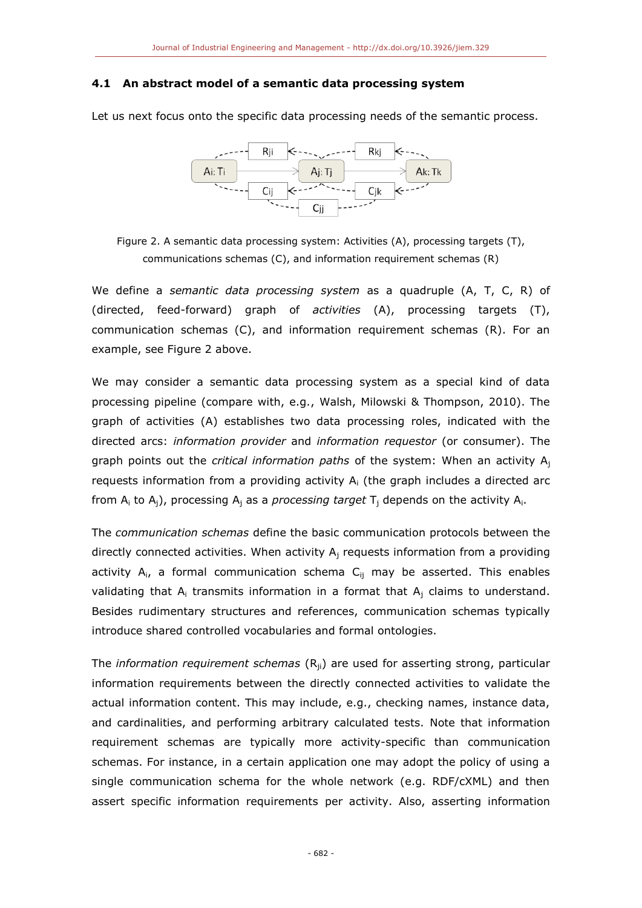### 4.1 An abstract model of a semantic data processing system

Let us next focus onto the specific data processing needs of the semantic process.

Figure 2. A semantic data processing system: Activities (A), processing targets (T), communications schemas (C), and information requirement schemas (R)

We define a *semantic data processing system* as a quadruple (A, T, C, R) of (directed, feed-forward) graph of *activities* (A), processing targets (T), communication schemas (C), and information requirement schemas (R). For an example, see Figure 2 above.

We may consider a semantic data processing system as a special kind of data processing pipeline (compare with, e.g., Walsh, Milowski & Thompson, 2010). The graph of activities (A) establishes two data processing roles, indicated with the directed arcs: *information provider* and *information requestor* (or consumer). The graph points out the *critical information paths* of the system: When an activity $A_j$ requests information from a providing activity $A_i$ (the graph includes a directed arc from $A_i$ to $A_j$), processing $A_j$ as a *processing target* $T_j$ depends on the activity $A_i$.

The *communication schemas* define the basic communication protocols between the directly connected activities. When activity $A_j$ requests information from a providing activity $A_i$, a formal communication schema $C_{ij}$ may be asserted. This enables validating that $A_i$ transmits information in a format that $A_j$ claims to understand. Besides rudimentary structures and references, communication schemas typically introduce shared controlled vocabularies and formal ontologies.

The *information requirement schemas* ($R_{ji}$) are used for asserting strong, particular information requirements between the directly connected activities to validate the actual information content. This may include, e.g., checking names, instance data, and cardinalities, and performing arbitrary calculated tests. Note that information requirement schemas are typically more activity-specific than communication schemas. For instance, in a certain application one may adopt the policy of using a single communication schema for the whole network (e.g. RDF/cXML) and then assert specific information requirements per activity. Also, asserting information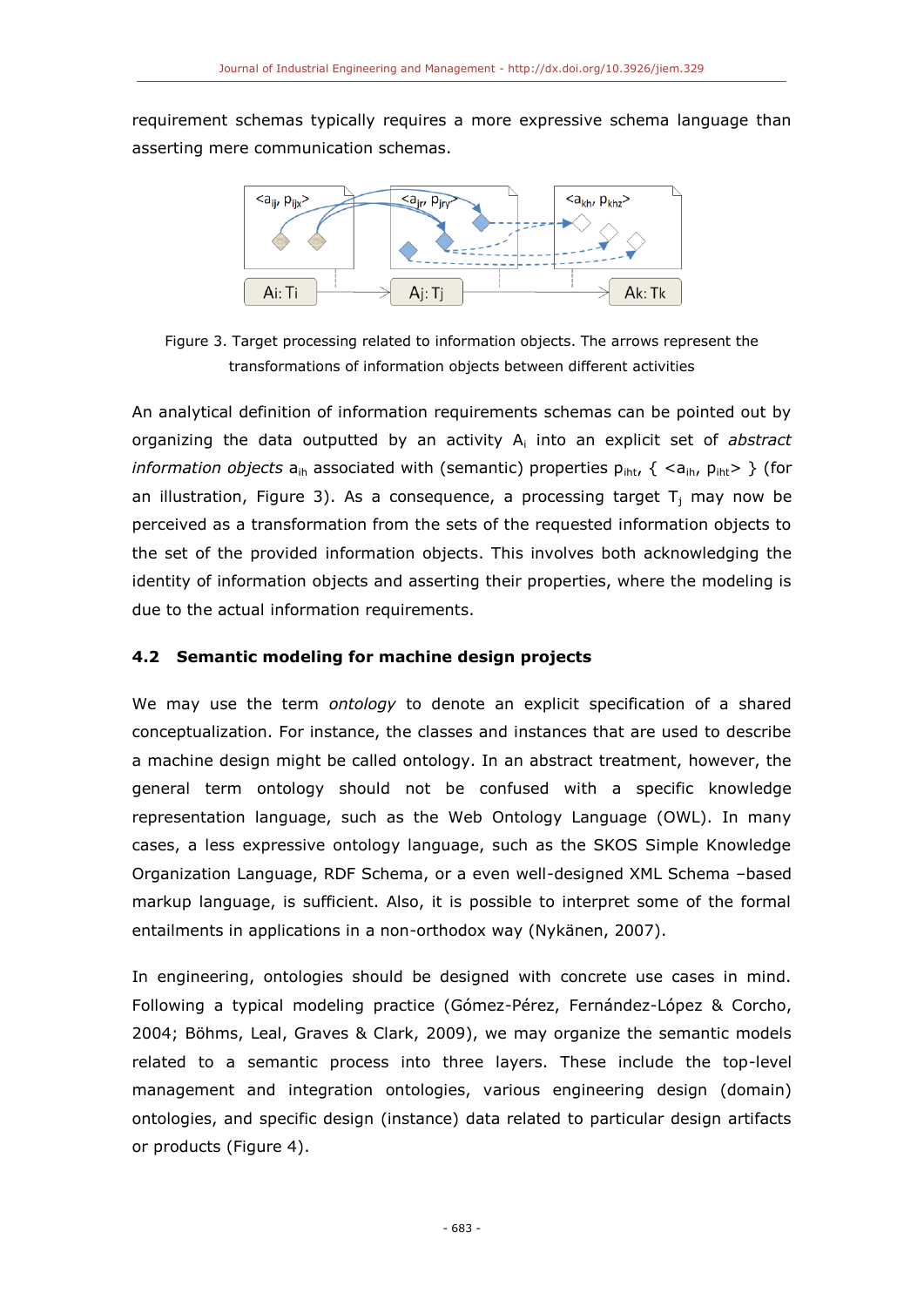requirement schemas typically requires a more expressive schema language than asserting mere communication schemas.

Figure 3. Target processing related to information objects. The arrows represent the transformations of information objects between different activities

An analytical definition of information requirements schemas can be pointed out by organizing the data outputted by an activity $A_i$ into an explicit set of *abstract information objects* $a_{ih}$ associated with (semantic) properties $p_{iht}$, { $<a_{ih}, p_{iht}>$ } (for an illustration, Figure 3). As a consequence, a processing target $T_j$ may now be perceived as a transformation from the sets of the requested information objects to the set of the provided information objects. This involves both acknowledging the identity of information objects and asserting their properties, where the modeling is due to the actual information requirements.

### 4.2 Semantic modeling for machine design projects

We may use the term *ontology* to denote an explicit specification of a shared conceptualization. For instance, the classes and instances that are used to describe a machine design might be called ontology. In an abstract treatment, however, the general term ontology should not be confused with a specific knowledge representation language, such as the Web Ontology Language (OWL). In many cases, a less expressive ontology language, such as the SKOS Simple Knowledge Organization Language, RDF Schema, or a even well-designed XML Schema –based markup language, is sufficient. Also, it is possible to interpret some of the formal entailments in applications in a non-orthodox way (Nykänen, 2007).

In engineering, ontologies should be designed with concrete use cases in mind. Following a typical modeling practice (Gómez-Pérez, Fernández-López & Corcho, 2004; Böhms, Leal, Graves & Clark, 2009), we may organize the semantic models related to a semantic process into three layers. These include the top-level management and integration ontologies, various engineering design (domain) ontologies, and specific design (instance) data related to particular design artifacts or products (Figure 4).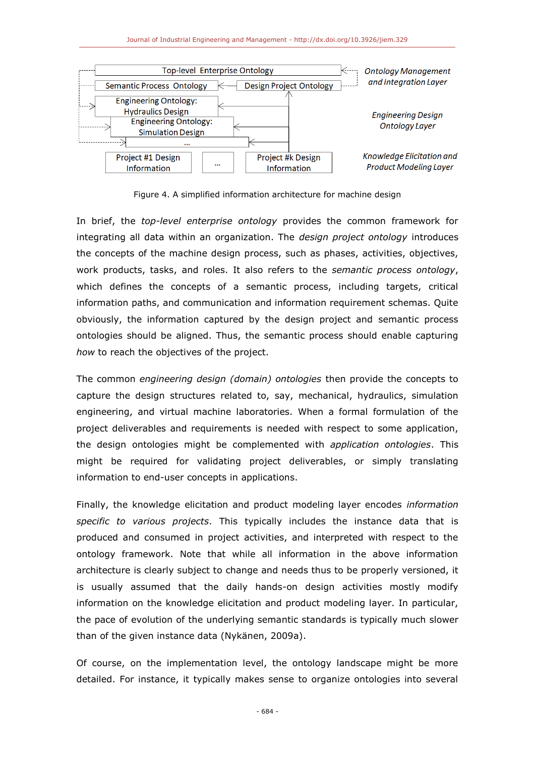Figure 4. A simplified information architecture for machine design

In brief, the *top-level enterprise ontology* provides the common framework for integrating all data within an organization. The *design project ontology* introduces the concepts of the machine design process, such as phases, activities, objectives, work products, tasks, and roles. It also refers to the *semantic process ontology*, which defines the concepts of a semantic process, including targets, critical information paths, and communication and information requirement schemas. Quite obviously, the information captured by the design project and semantic process ontologies should be aligned. Thus, the semantic process should enable capturing *how* to reach the objectives of the project.

The common *engineering design (domain) ontologies* then provide the concepts to capture the design structures related to, say, mechanical, hydraulics, simulation engineering, and virtual machine laboratories. When a formal formulation of the project deliverables and requirements is needed with respect to some application, the design ontologies might be complemented with *application ontologies*. This might be required for validating project deliverables, or simply translating information to end-user concepts in applications.

Finally, the knowledge elicitation and product modeling layer encodes *information specific to various projects*. This typically includes the instance data that is produced and consumed in project activities, and interpreted with respect to the ontology framework. Note that while all information in the above information architecture is clearly subject to change and needs thus to be properly versioned, it is usually assumed that the daily hands-on design activities mostly modify information on the knowledge elicitation and product modeling layer. In particular, the pace of evolution of the underlying semantic standards is typically much slower than of the given instance data (Nykänen, 2009a).

Of course, on the implementation level, the ontology landscape might be more detailed. For instance, it typically makes sense to organize ontologies into several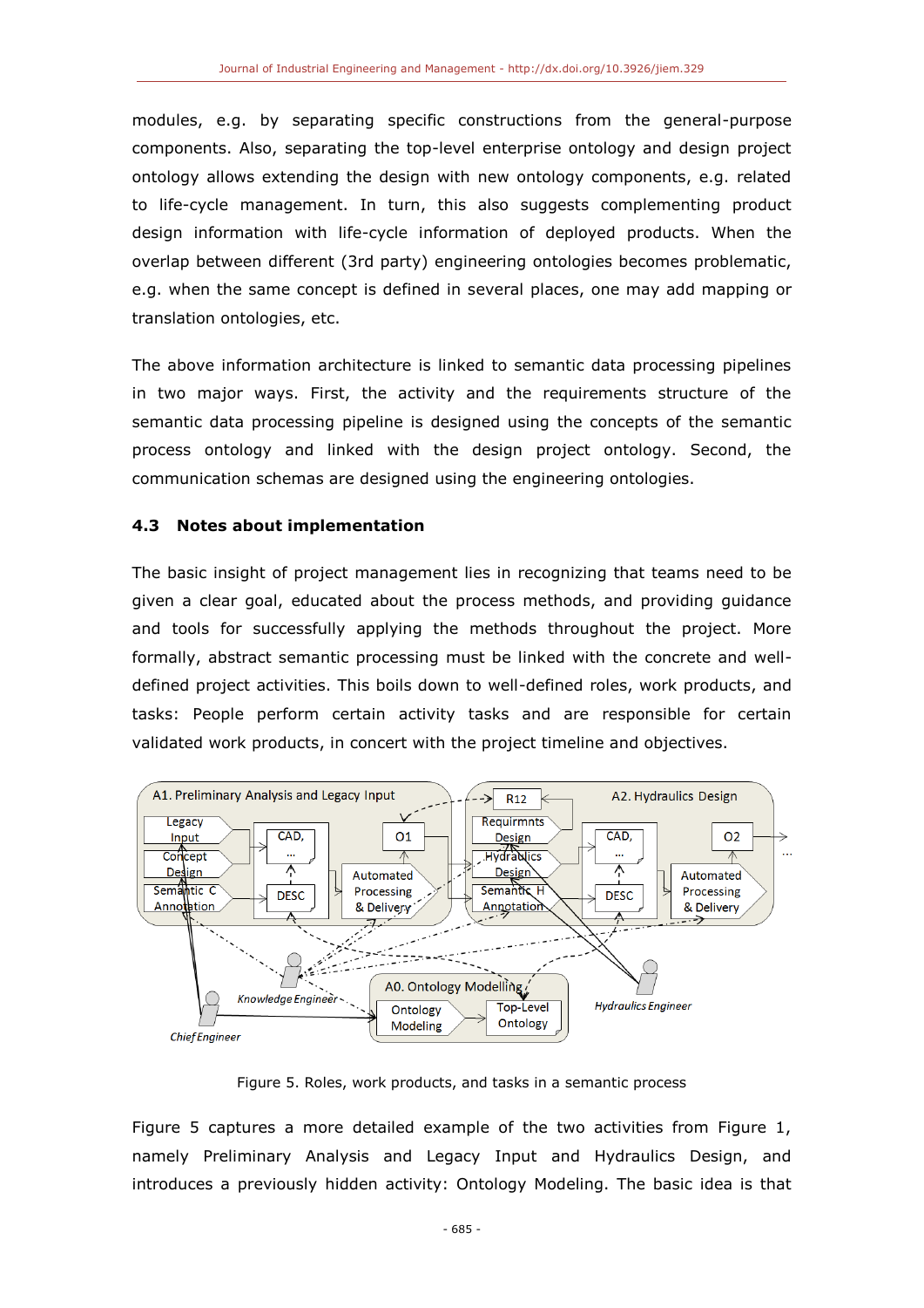modules, e.g. by separating specific constructions from the general-purpose components. Also, separating the top-level enterprise ontology and design project ontology allows extending the design with new ontology components, e.g. related to life-cycle management. In turn, this also suggests complementing product design information with life-cycle information of deployed products. When the overlap between different (3rd party) engineering ontologies becomes problematic, e.g. when the same concept is defined in several places, one may add mapping or translation ontologies, etc.

The above information architecture is linked to semantic data processing pipelines in two major ways. First, the activity and the requirements structure of the semantic data processing pipeline is designed using the concepts of the semantic process ontology and linked with the design project ontology. Second, the communication schemas are designed using the engineering ontologies.

### 4.3 Notes about implementation

The basic insight of project management lies in recognizing that teams need to be given a clear goal, educated about the process methods, and providing guidance and tools for successfully applying the methods throughout the project. More formally, abstract semantic processing must be linked with the concrete and well-defined project activities. This boils down to well-defined roles, work products, and tasks: People perform certain activity tasks and are responsible for certain validated work products, in concert with the project timeline and objectives.

Figure 5. Roles, work products, and tasks in a semantic process

Figure 5 captures a more detailed example of the two activities from Figure 1, namely Preliminary Analysis and Legacy Input and Hydraulics Design, and introduces a previously hidden activity: Ontology Modeling. The basic idea is that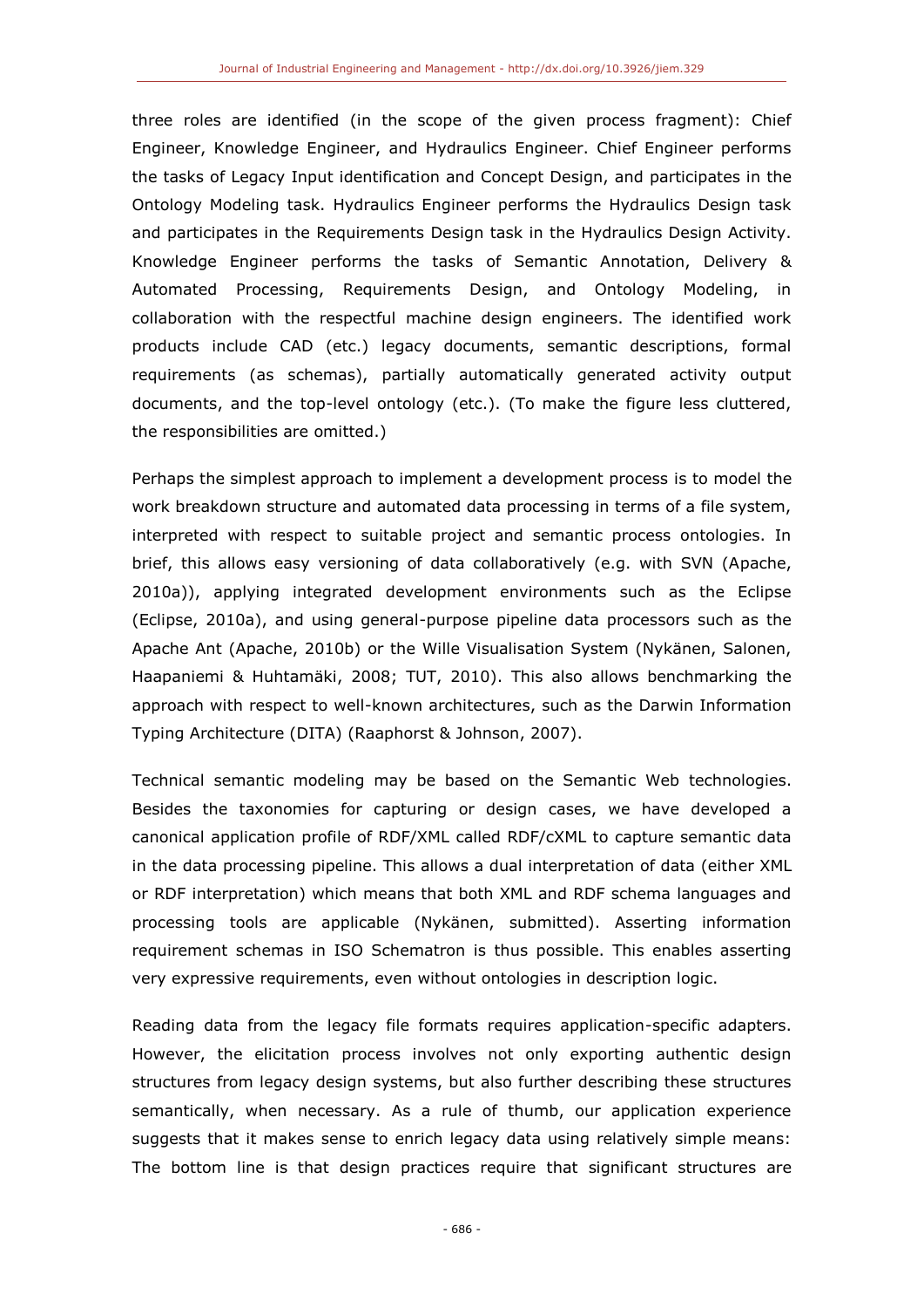three roles are identified (in the scope of the given process fragment): Chief Engineer, Knowledge Engineer, and Hydraulics Engineer. Chief Engineer performs the tasks of Legacy Input identification and Concept Design, and participates in the Ontology Modeling task. Hydraulics Engineer performs the Hydraulics Design task and participates in the Requirements Design task in the Hydraulics Design Activity. Knowledge Engineer performs the tasks of Semantic Annotation, Delivery & Automated Processing, Requirements Design, and Ontology Modeling, in collaboration with the respectful machine design engineers. The identified work products include CAD (etc.) legacy documents, semantic descriptions, formal requirements (as schemas), partially automatically generated activity output documents, and the top-level ontology (etc.). (To make the figure less cluttered, the responsibilities are omitted.)

Perhaps the simplest approach to implement a development process is to model the work breakdown structure and automated data processing in terms of a file system, interpreted with respect to suitable project and semantic process ontologies. In brief, this allows easy versioning of data collaboratively (e.g. with SVN (Apache, 2010a)), applying integrated development environments such as the Eclipse (Eclipse, 2010a), and using general-purpose pipeline data processors such as the Apache Ant (Apache, 2010b) or the Wille Visualisation System (Nykänen, Salonen, Haapaniemi & Huhtamäki, 2008; TUT, 2010). This also allows benchmarking the approach with respect to well-known architectures, such as the Darwin Information Typing Architecture (DITA) (Raaphorst & Johnson, 2007).

Technical semantic modeling may be based on the Semantic Web technologies. Besides the taxonomies for capturing or design cases, we have developed a canonical application profile of RDF/XML called RDF/cXML to capture semantic data in the data processing pipeline. This allows a dual interpretation of data (either XML or RDF interpretation) which means that both XML and RDF schema languages and processing tools are applicable (Nykänen, submitted). Asserting information requirement schemas in ISO Schematron is thus possible. This enables asserting very expressive requirements, even without ontologies in description logic.

Reading data from the legacy file formats requires application-specific adapters. However, the elicitation process involves not only exporting authentic design structures from legacy design systems, but also further describing these structures semantically, when necessary. As a rule of thumb, our application experience suggests that it makes sense to enrich legacy data using relatively simple means: The bottom line is that design practices require that significant structures are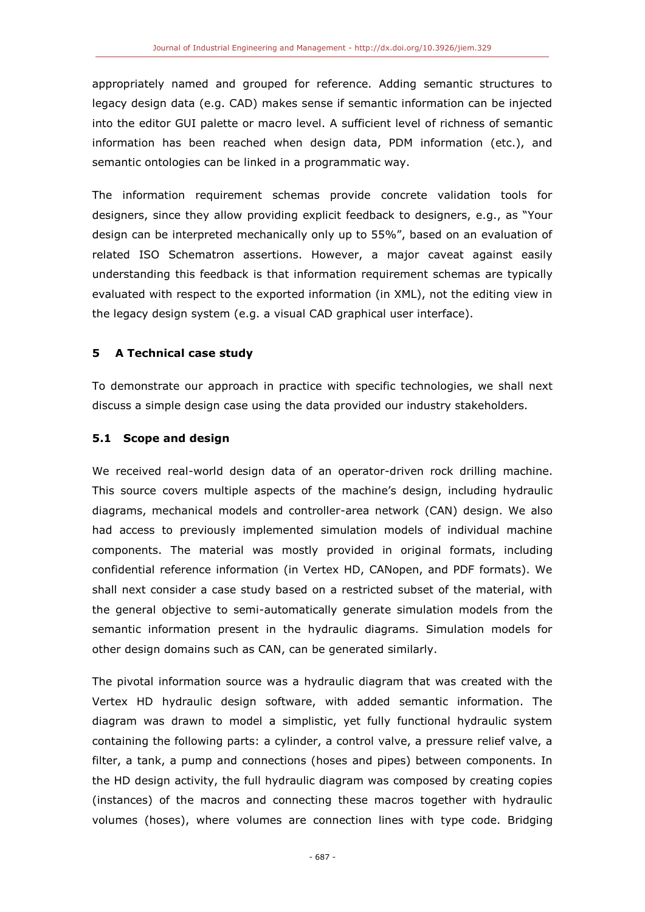appropriately named and grouped for reference. Adding semantic structures to legacy design data (e.g. CAD) makes sense if semantic information can be injected into the editor GUI palette or macro level. A sufficient level of richness of semantic information has been reached when design data, PDM information (etc.), and semantic ontologies can be linked in a programmatic way.

The information requirement schemas provide concrete validation tools for designers, since they allow providing explicit feedback to designers, e.g., as "Your design can be interpreted mechanically only up to 55%", based on an evaluation of related ISO Schematron assertions. However, a major caveat against easily understanding this feedback is that information requirement schemas are typically evaluated with respect to the exported information (in XML), not the editing view in the legacy design system (e.g. a visual CAD graphical user interface).

## 5 A Technical case study

To demonstrate our approach in practice with specific technologies, we shall next discuss a simple design case using the data provided our industry stakeholders.

### 5.1 Scope and design

We received real-world design data of an operator-driven rock drilling machine. This source covers multiple aspects of the machine's design, including hydraulic diagrams, mechanical models and controller-area network (CAN) design. We also had access to previously implemented simulation models of individual machine components. The material was mostly provided in original formats, including confidential reference information (in Vertex HD, CANopen, and PDF formats). We shall next consider a case study based on a restricted subset of the material, with the general objective to semi-automatically generate simulation models from the semantic information present in the hydraulic diagrams. Simulation models for other design domains such as CAN, can be generated similarly.

The pivotal information source was a hydraulic diagram that was created with the Vertex HD hydraulic design software, with added semantic information. The diagram was drawn to model a simplistic, yet fully functional hydraulic system containing the following parts: a cylinder, a control valve, a pressure relief valve, a filter, a tank, a pump and connections (hoses and pipes) between components. In the HD design activity, the full hydraulic diagram was composed by creating copies (instances) of the macros and connecting these macros together with hydraulic volumes (hoses), where volumes are connection lines with type code. Bridging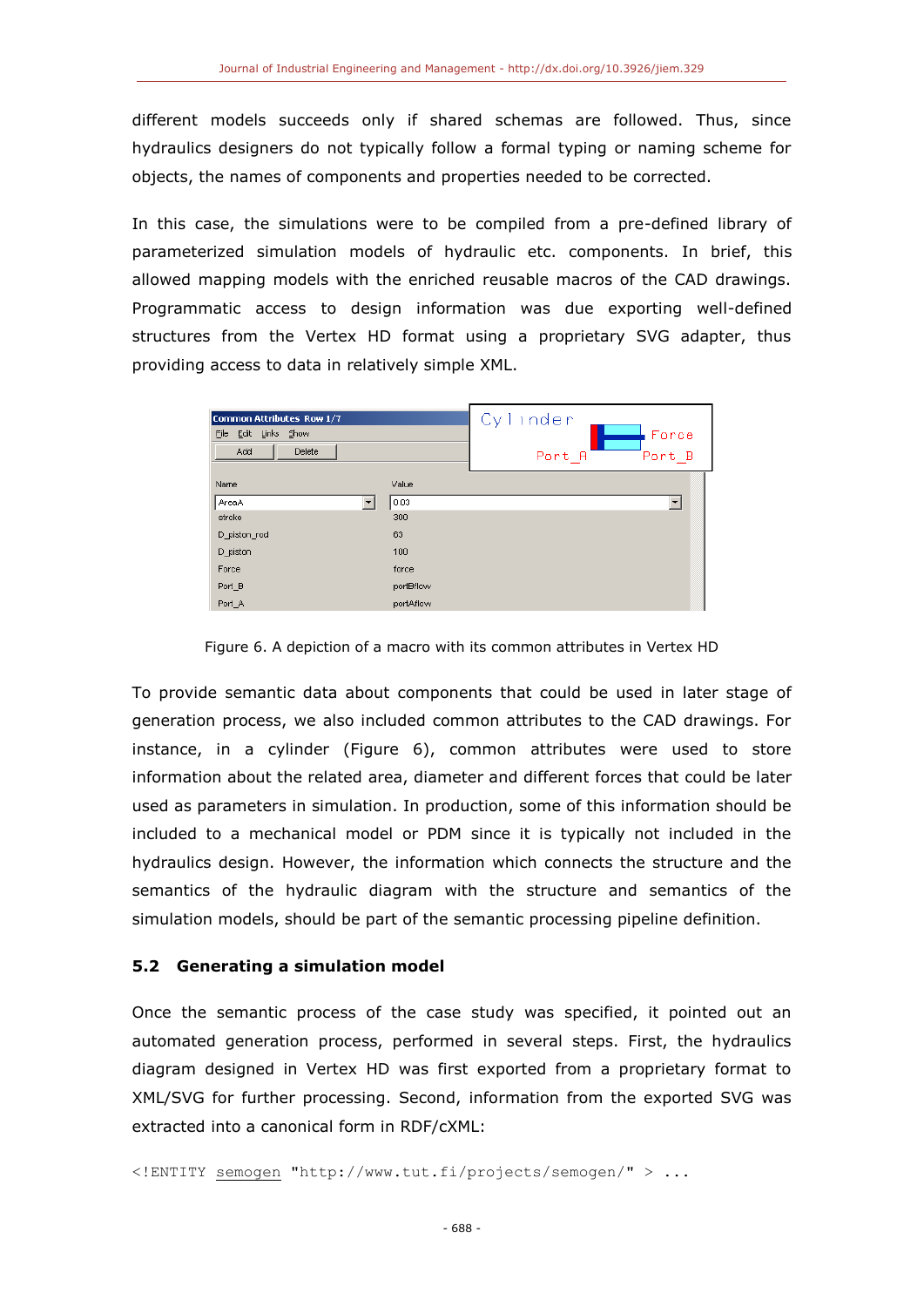different models succeeds only if shared schemas are followed. Thus, since hydraulics designers do not typically follow a formal typing or naming scheme for objects, the names of components and properties needed to be corrected.

In this case, the simulations were to be compiled from a pre-defined library of parameterized simulation models of hydraulic etc. components. In brief, this allowed mapping models with the enriched reusable macros of the CAD drawings. Programmatic access to design information was due exporting well-defined structures from the Vertex HD format using a proprietary SVG adapter, thus providing access to data in relatively simple XML.

Figure 6. A depiction of a macro with its common attributes in Vertex HD

To provide semantic data about components that could be used in later stage of generation process, we also included common attributes to the CAD drawings. For instance, in a cylinder (Figure 6), common attributes were used to store information about the related area, diameter and different forces that could be later used as parameters in simulation. In production, some of this information should be included to a mechanical model or PDM since it is typically not included in the hydraulics design. However, the information which connects the structure and the semantics of the hydraulic diagram with the structure and semantics of the simulation models, should be part of the semantic processing pipeline definition.

### 5.2 Generating a simulation model

Once the semantic process of the case study was specified, it pointed out an automated generation process, performed in several steps. First, the hydraulics diagram designed in Vertex HD was first exported from a proprietary format to XML/SVG for further processing. Second, information from the exported SVG was extracted into a canonical form in RDF/cXML:

```
<!ENTITY semogen "http://www.tut.fi/projects/semogen/" > ...
```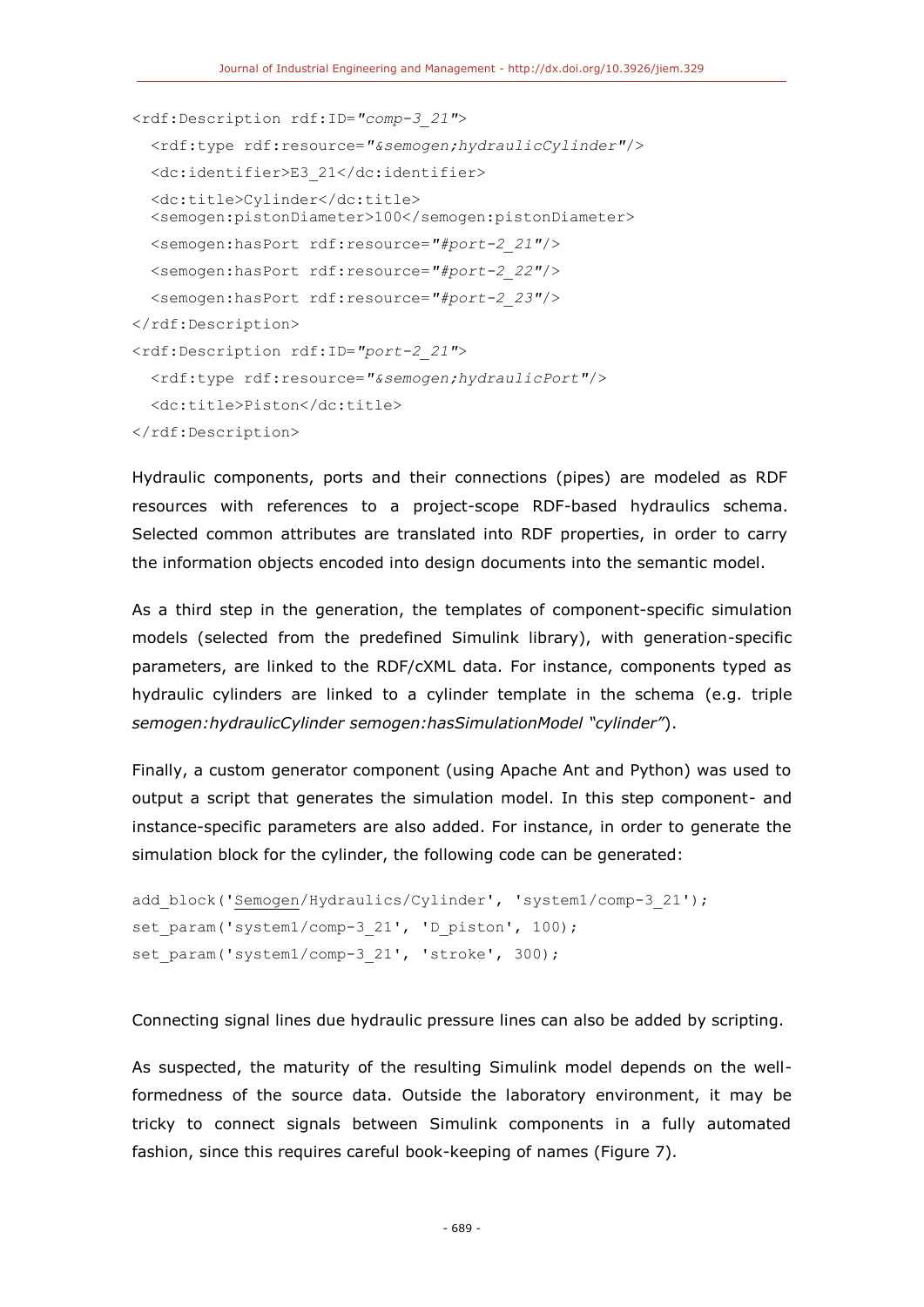```
<rdf:Description rdf:ID="comp-3_21">
  <rdf:type rdf:resource="&semogen;hydraulicCylinder"/>
  <dc:identifier>E3_21</dc:identifier>
  <dc:title>Cylinder</dc:title>
  <semogen:pistonDiameter>100</semogen:pistonDiameter>
  <semogen:hasPort rdf:resource="#port-2_21"/>
  <semogen:hasPort rdf:resource="#port-2_22"/>
  <semogen:hasPort rdf:resource="#port-2_23"/>
</rdf:Description>
<rdf:Description rdf:ID="port-2_21">
  <rdf:type rdf:resource="&semogen;hydraulicPort"/>
  <dc:title>Piston</dc:title>
</rdf:Description>
```

Hydraulic components, ports and their connections (pipes) are modeled as RDF resources with references to a project-scope RDF-based hydraulics schema. Selected common attributes are translated into RDF properties, in order to carry the information objects encoded into design documents into the semantic model.

As a third step in the generation, the templates of component-specific simulation models (selected from the predefined Simulink library), with generation-specific parameters, are linked to the RDF/cXML data. For instance, components typed as hydraulic cylinders are linked to a cylinder template in the schema (e.g. triple *semogen:hydraulicCylinder semogen:hasSimulationModel "cylinder"*).

Finally, a custom generator component (using Apache Ant and Python) was used to output a script that generates the simulation model. In this step component- and instance-specific parameters are also added. For instance, in order to generate the simulation block for the cylinder, the following code can be generated:

```
add_block('Semogen/Hydraulics/Cylinder', 'system1/comp-3_21');
set_param('system1/comp-3_21', 'D_piston', 100);
set_param('system1/comp-3_21', 'stroke', 300);
```

Connecting signal lines due hydraulic pressure lines can also be added by scripting.

As suspected, the maturity of the resulting Simulink model depends on the well-formedness of the source data. Outside the laboratory environment, it may be tricky to connect signals between Simulink components in a fully automated fashion, since this requires careful book-keeping of names (Figure 7).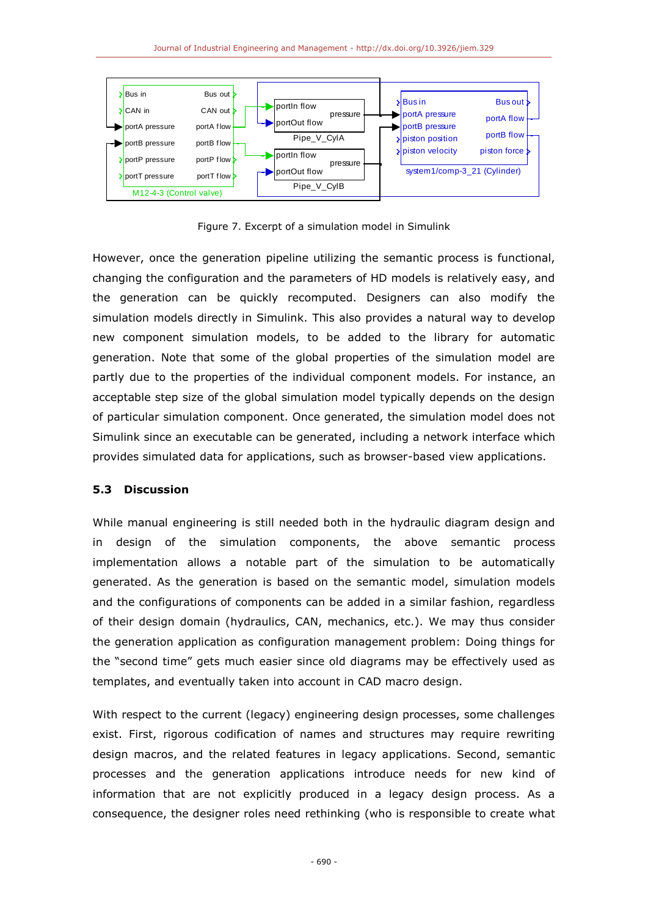Figure 7. Excerpt of a simulation model in Simulink

However, once the generation pipeline utilizing the semantic process is functional, changing the configuration and the parameters of HD models is relatively easy, and the generation can be quickly recomputed. Designers can also modify the simulation models directly in Simulink. This also provides a natural way to develop new component simulation models, to be added to the library for automatic generation. Note that some of the global properties of the simulation model are partly due to the properties of the individual component models. For instance, an acceptable step size of the global simulation model typically depends on the design of particular simulation component. Once generated, the simulation model does not Simulink since an executable can be generated, including a network interface which provides simulated data for applications, such as browser-based view applications.

### 5.3 Discussion

While manual engineering is still needed both in the hydraulic diagram design and in design of the simulation components, the above semantic process implementation allows a notable part of the simulation to be automatically generated. As the generation is based on the semantic model, simulation models and the configurations of components can be added in a similar fashion, regardless of their design domain (hydraulics, CAN, mechanics, etc.). We may thus consider the generation application as configuration management problem: Doing things for the "second time" gets much easier since old diagrams may be effectively used as templates, and eventually taken into account in CAD macro design.

With respect to the current (legacy) engineering design processes, some challenges exist. First, rigorous codification of names and structures may require rewriting design macros, and the related features in legacy applications. Second, semantic processes and the generation applications introduce needs for new kind of information that are not explicitly produced in a legacy design process. As a consequence, the designer roles need rethinking (who is responsible to create what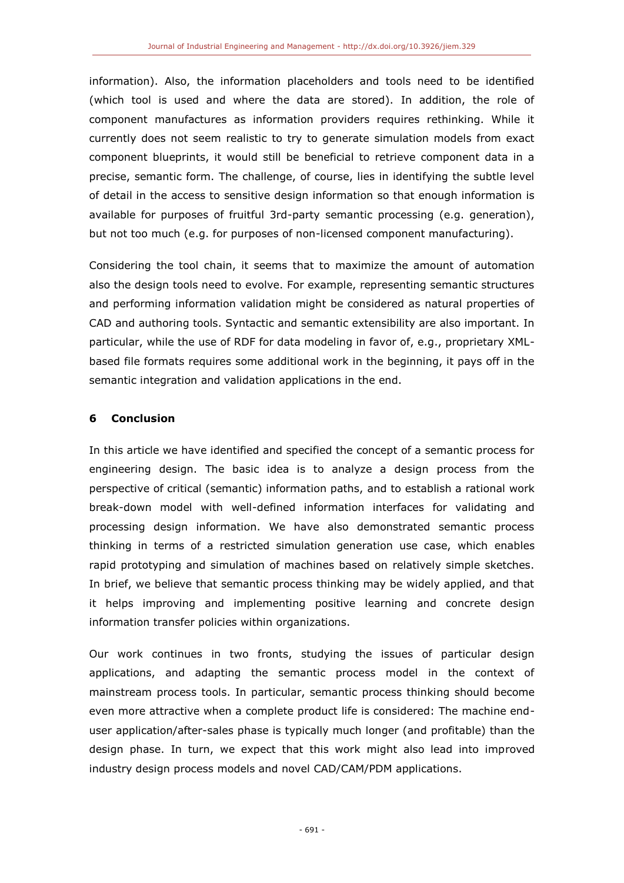information). Also, the information placeholders and tools need to be identified (which tool is used and where the data are stored). In addition, the role of component manufactures as information providers requires rethinking. While it currently does not seem realistic to try to generate simulation models from exact component blueprints, it would still be beneficial to retrieve component data in a precise, semantic form. The challenge, of course, lies in identifying the subtle level of detail in the access to sensitive design information so that enough information is available for purposes of fruitful 3rd-party semantic processing (e.g. generation), but not too much (e.g. for purposes of non-licensed component manufacturing).

Considering the tool chain, it seems that to maximize the amount of automation also the design tools need to evolve. For example, representing semantic structures and performing information validation might be considered as natural properties of CAD and authoring tools. Syntactic and semantic extensibility are also important. In particular, while the use of RDF for data modeling in favor of, e.g., proprietary XML-based file formats requires some additional work in the beginning, it pays off in the semantic integration and validation applications in the end.

## 6 Conclusion

In this article we have identified and specified the concept of a semantic process for engineering design. The basic idea is to analyze a design process from the perspective of critical (semantic) information paths, and to establish a rational work break-down model with well-defined information interfaces for validating and processing design information. We have also demonstrated semantic process thinking in terms of a restricted simulation generation use case, which enables rapid prototyping and simulation of machines based on relatively simple sketches. In brief, we believe that semantic process thinking may be widely applied, and that it helps improving and implementing positive learning and concrete design information transfer policies within organizations.

Our work continues in two fronts, studying the issues of particular design applications, and adapting the semantic process model in the context of mainstream process tools. In particular, semantic process thinking should become even more attractive when a complete product life is considered: The machine end-user application/after-sales phase is typically much longer (and profitable) than the design phase. In turn, we expect that this work might also lead into improved industry design process models and novel CAD/CAM/PDM applications.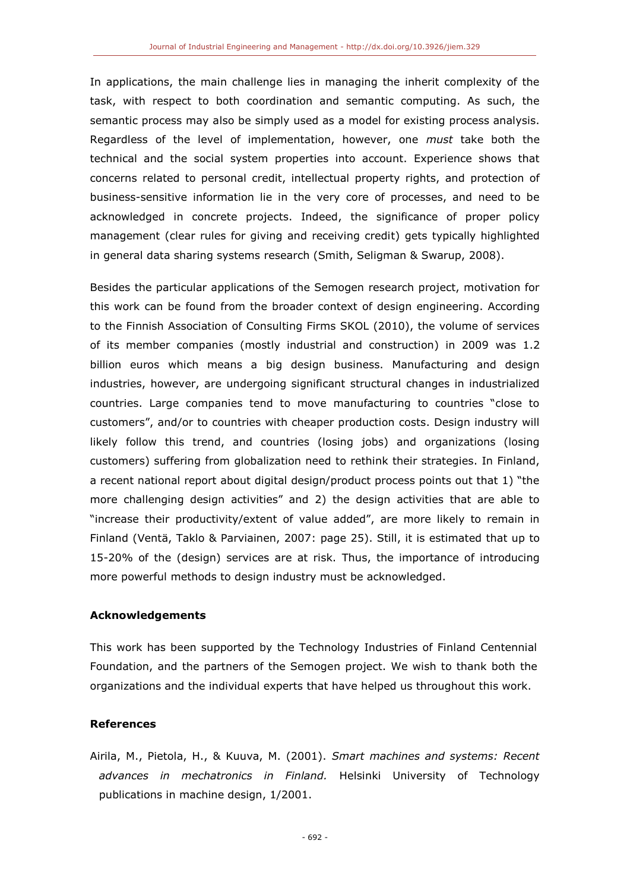In applications, the main challenge lies in managing the inherit complexity of the task, with respect to both coordination and semantic computing. As such, the semantic process may also be simply used as a model for existing process analysis. Regardless of the level of implementation, however, one *must* take both the technical and the social system properties into account. Experience shows that concerns related to personal credit, intellectual property rights, and protection of business-sensitive information lie in the very core of processes, and need to be acknowledged in concrete projects. Indeed, the significance of proper policy management (clear rules for giving and receiving credit) gets typically highlighted in general data sharing systems research (Smith, Seligman & Swarup, 2008).

Besides the particular applications of the Semogen research project, motivation for this work can be found from the broader context of design engineering. According to the Finnish Association of Consulting Firms SKOL (2010), the volume of services of its member companies (mostly industrial and construction) in 2009 was 1.2 billion euros which means a big design business. Manufacturing and design industries, however, are undergoing significant structural changes in industrialized countries. Large companies tend to move manufacturing to countries "close to customers", and/or to countries with cheaper production costs. Design industry will likely follow this trend, and countries (losing jobs) and organizations (losing customers) suffering from globalization need to rethink their strategies. In Finland, a recent national report about digital design/product process points out that 1) "the more challenging design activities" and 2) the design activities that are able to "increase their productivity/extent of value added", are more likely to remain in Finland (Ventä, Taklo & Parviainen, 2007: page 25). Still, it is estimated that up to 15-20% of the (design) services are at risk. Thus, the importance of introducing more powerful methods to design industry must be acknowledged.

**Acknowledgements**

This work has been supported by the Technology Industries of Finland Centennial Foundation, and the partners of the Semogen project. We wish to thank both the organizations and the individual experts that have helped us throughout this work.

**References**

Airila, M., Pietola, H., & Kuuva, M. (2001). *Smart machines and systems: Recent advances in mechatronics in Finland.* Helsinki University of Technology publications in machine design, 1/2001.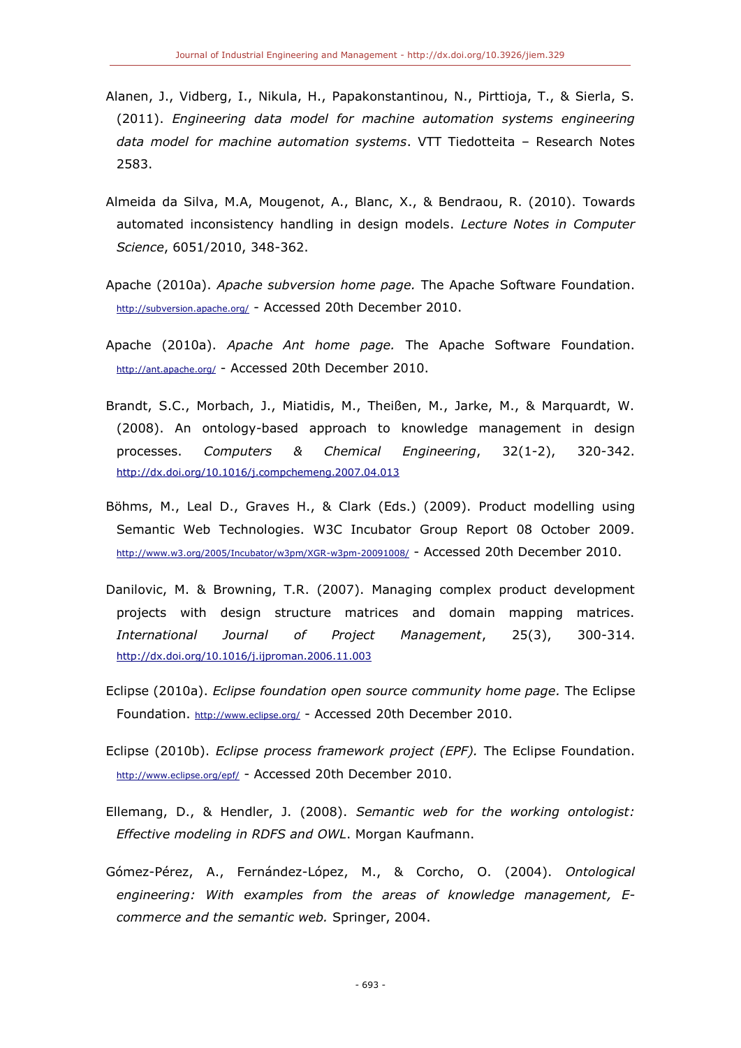Alanen, J., Vidberg, I., Nikula, H., Papakonstantinou, N., Pirttioja, T., & Sierla, S. (2011). *Engineering data model for machine automation systems engineering data model for machine automation systems*. VTT Tiedotteita – Research Notes 2583.

Almeida da Silva, M.A, Mougenot, A., Blanc, X., & Bendraou, R. (2010). Towards automated inconsistency handling in design models. *Lecture Notes in Computer Science*, 6051/2010, 348-362.

Apache (2010a). *Apache subversion home page.* The Apache Software Foundation. http://subversion.apache.org/ - Accessed 20th December 2010.

Apache (2010a). *Apache Ant home page.* The Apache Software Foundation. http://ant.apache.org/ - Accessed 20th December 2010.

Brandt, S.C., Morbach, J., Miatidis, M., Theißen, M., Jarke, M., & Marquardt, W. (2008). An ontology-based approach to knowledge management in design processes. *Computers & Chemical Engineering*, 32(1-2), 320-342. http://dx.doi.org/10.1016/j.compchemeng.2007.04.013

Böhms, M., Leal D., Graves H., & Clark (Eds.) (2009). Product modelling using Semantic Web Technologies. W3C Incubator Group Report 08 October 2009. http://www.w3.org/2005/Incubator/w3pm/XGR-w3pm-20091008/ - Accessed 20th December 2010.

Danilovic, M. & Browning, T.R. (2007). Managing complex product development projects with design structure matrices and domain mapping matrices. *International Journal of Project Management*, 25(3), 300-314. http://dx.doi.org/10.1016/j.ijproman.2006.11.003

Eclipse (2010a). *Eclipse foundation open source community home page.* The Eclipse Foundation. http://www.eclipse.org/ - Accessed 20th December 2010.

Eclipse (2010b). *Eclipse process framework project (EPF).* The Eclipse Foundation. http://www.eclipse.org/epf/ - Accessed 20th December 2010.

Ellemang, D., & Hendler, J. (2008). *Semantic web for the working ontologist: Effective modeling in RDFS and OWL*. Morgan Kaufmann.

Gómez-Pérez, A., Fernández-López, M., & Corcho, O. (2004). *Ontological engineering: With examples from the areas of knowledge management, E-commerce and the semantic web.* Springer, 2004.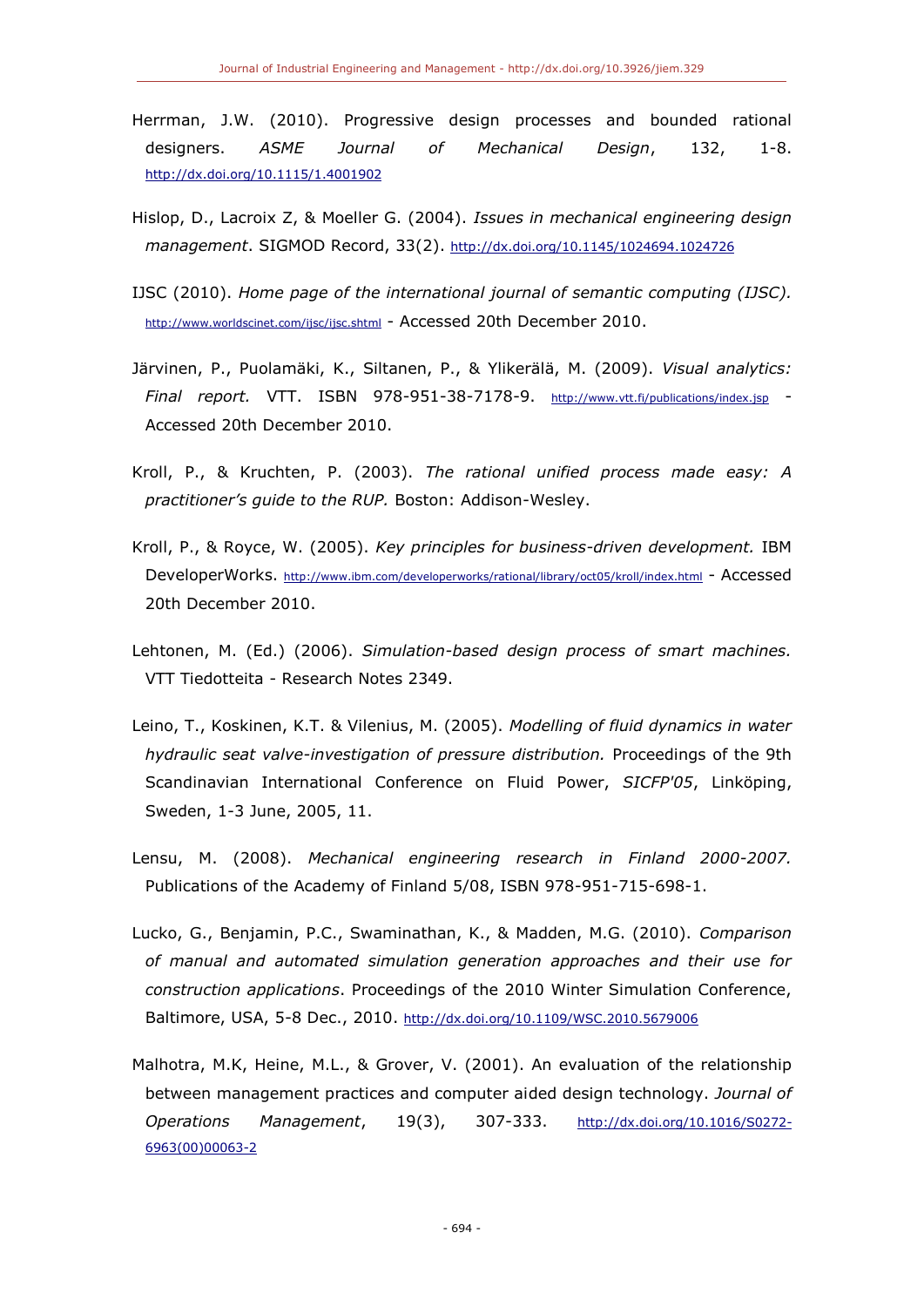Herrman, J.W. (2010). Progressive design processes and bounded rational designers. *ASME Journal of Mechanical Design*, 132, 1-8. http://dx.doi.org/10.1115/1.4001902

Hislop, D., Lacroix Z, & Moeller G. (2004). *Issues in mechanical engineering design management*. SIGMOD Record, 33(2). http://dx.doi.org/10.1145/1024694.1024726

IJSC (2010). *Home page of the international journal of semantic computing (IJSC).* http://www.worldscinet.com/ijsc/ijsc.shtml - Accessed 20th December 2010.

Järvinen, P., Puolamäki, K., Siltanen, P., & Ylikerälä, M. (2009). *Visual analytics: Final report.* VTT. ISBN 978-951-38-7178-9. http://www.vtt.fi/publications/index.jsp - Accessed 20th December 2010.

Kroll, P., & Kruchten, P. (2003). *The rational unified process made easy: A practitioner's guide to the RUP.* Boston: Addison-Wesley.

Kroll, P., & Royce, W. (2005). *Key principles for business-driven development.* IBM DeveloperWorks. http://www.ibm.com/developerworks/rational/library/oct05/kroll/index.html - Accessed 20th December 2010.

Lehtonen, M. (Ed.) (2006). *Simulation-based design process of smart machines.* VTT Tiedotteita - Research Notes 2349.

Leino, T., Koskinen, K.T. & Vilenius, M. (2005). *Modelling of fluid dynamics in water hydraulic seat valve-investigation of pressure distribution.* Proceedings of the 9th Scandinavian International Conference on Fluid Power, *SICFP'05*, Linköping, Sweden, 1-3 June, 2005, 11.

Lensu, M. (2008). *Mechanical engineering research in Finland 2000-2007.* Publications of the Academy of Finland 5/08, ISBN 978-951-715-698-1.

Lucko, G., Benjamin, P.C., Swaminathan, K., & Madden, M.G. (2010). *Comparison of manual and automated simulation generation approaches and their use for construction applications*. Proceedings of the 2010 Winter Simulation Conference, Baltimore, USA, 5-8 Dec., 2010. http://dx.doi.org/10.1109/WSC.2010.5679006

Malhotra, M.K, Heine, M.L., & Grover, V. (2001). An evaluation of the relationship between management practices and computer aided design technology. *Journal of Operations Management*, 19(3), 307-333. http://dx.doi.org/10.1016/S0272-6963(00)00063-2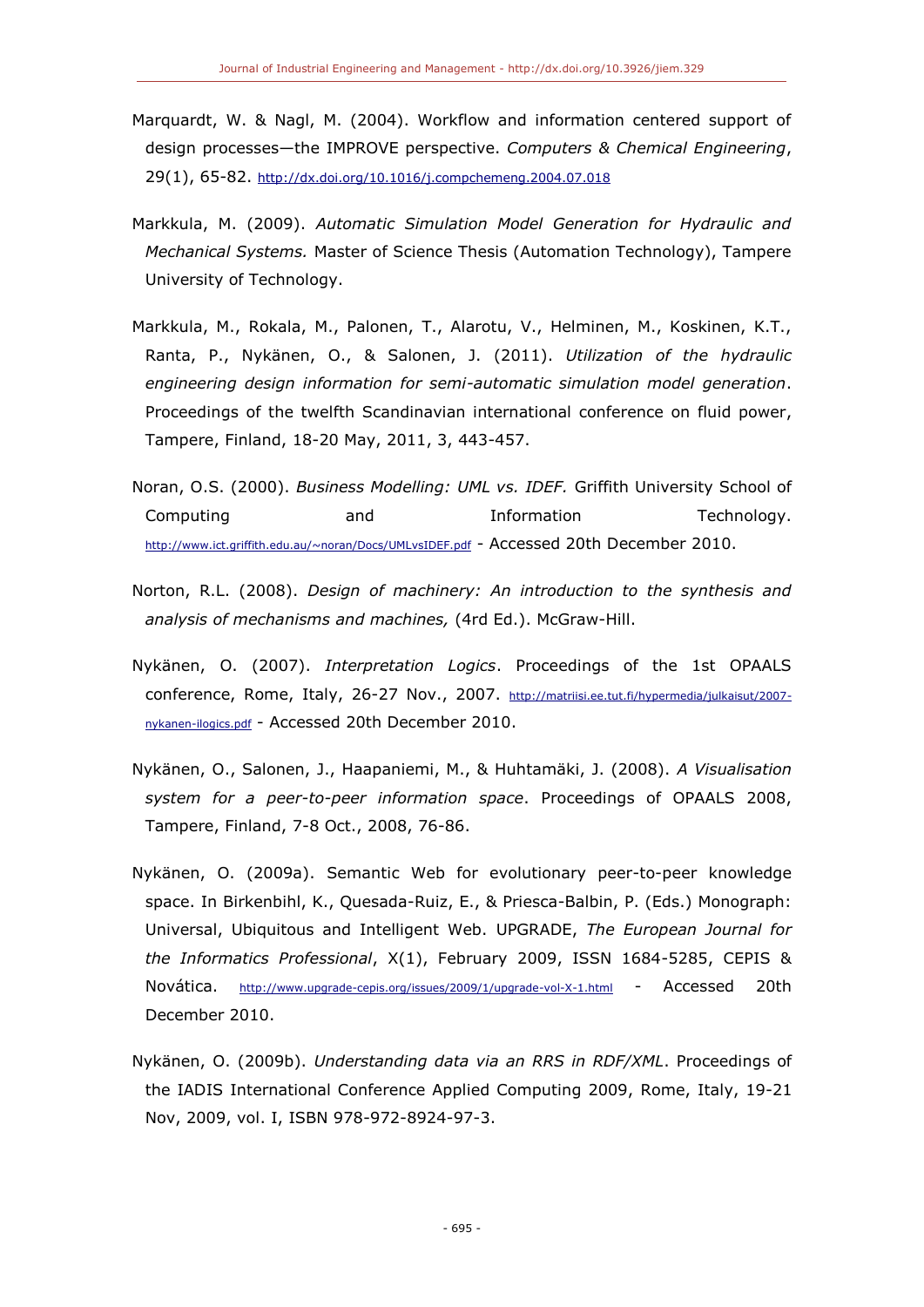Marquardt, W. & Nagl, M. (2004). Workflow and information centered support of design processes—the IMPROVE perspective. *Computers & Chemical Engineering*, 29(1), 65-82. http://dx.doi.org/10.1016/j.compchemeng.2004.07.018

Markkula, M. (2009). *Automatic Simulation Model Generation for Hydraulic and Mechanical Systems.* Master of Science Thesis (Automation Technology), Tampere University of Technology.

Markkula, M., Rokala, M., Palonen, T., Alarotu, V., Helminen, M., Koskinen, K.T., Ranta, P., Nykänen, O., & Salonen, J. (2011). *Utilization of the hydraulic engineering design information for semi-automatic simulation model generation*. Proceedings of the twelfth Scandinavian international conference on fluid power, Tampere, Finland, 18-20 May, 2011, 3, 443-457.

Noran, O.S. (2000). *Business Modelling: UML vs. IDEF.* Griffith University School of Computing and Information Technology. http://www.ict.griffith.edu.au/~noran/Docs/UMLvsIDEF.pdf - Accessed 20th December 2010.

Norton, R.L. (2008). *Design of machinery: An introduction to the synthesis and analysis of mechanisms and machines,* (4rd Ed.). McGraw-Hill.

Nykänen, O. (2007). *Interpretation Logics*. Proceedings of the 1st OPAALS conference, Rome, Italy, 26-27 Nov., 2007. http://matriisi.ee.tut.fi/hypermedia/julkaisut/2007-nykanen-ilogics.pdf - Accessed 20th December 2010.

Nykänen, O., Salonen, J., Haapaniemi, M., & Huhtamäki, J. (2008). *A Visualisation system for a peer-to-peer information space*. Proceedings of OPAALS 2008, Tampere, Finland, 7-8 Oct., 2008, 76-86.

Nykänen, O. (2009a). Semantic Web for evolutionary peer-to-peer knowledge space. In Birkenbihl, K., Quesada-Ruiz, E., & Priesca-Balbin, P. (Eds.) Monograph: Universal, Ubiquitous and Intelligent Web. UPGRADE, *The European Journal for the Informatics Professional*, X(1), February 2009, ISSN 1684-5285, CEPIS & Novática. http://www.upgrade-cepis.org/issues/2009/1/upgrade-vol-X-1.html - Accessed 20th December 2010.

Nykänen, O. (2009b). *Understanding data via an RRS in RDF/XML*. Proceedings of the IADIS International Conference Applied Computing 2009, Rome, Italy, 19-21 Nov, 2009, vol. I, ISBN 978-972-8924-97-3.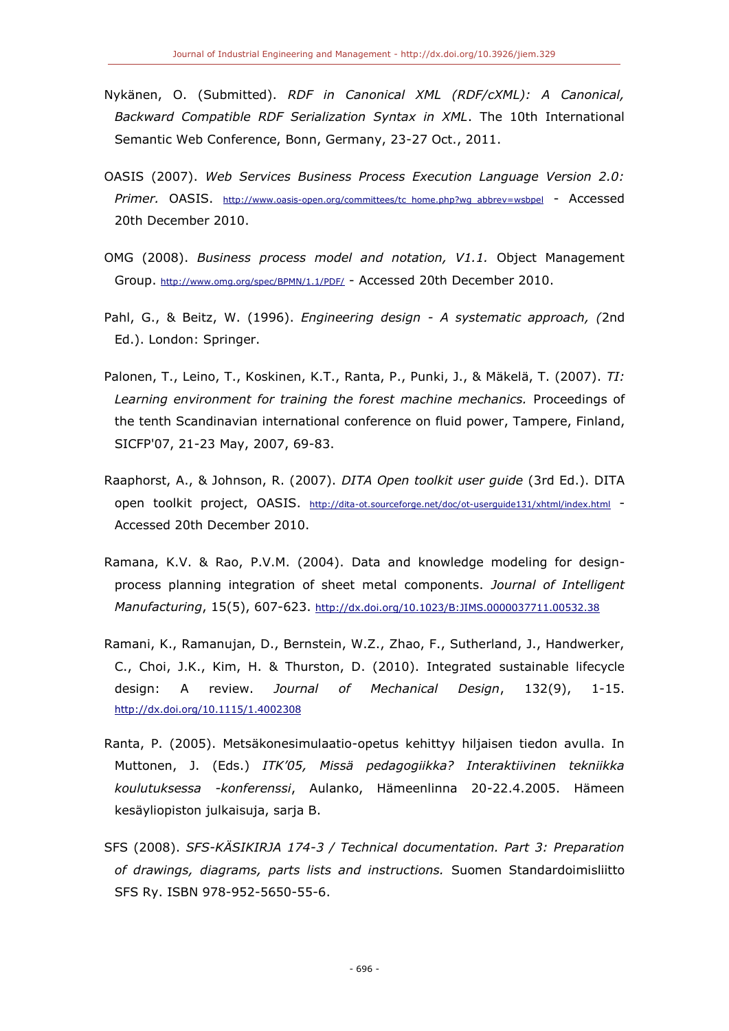Nykänen, O. (Submitted). *RDF in Canonical XML (RDF/cXML): A Canonical, Backward Compatible RDF Serialization Syntax in XML*. The 10th International Semantic Web Conference, Bonn, Germany, 23-27 Oct., 2011.

OASIS (2007). *Web Services Business Process Execution Language Version 2.0: Primer.* OASIS. http://www.oasis-open.org/committees/tc_home.php?wg_abbrev=wsbpel - Accessed 20th December 2010.

OMG (2008). *Business process model and notation, V1.1.* Object Management Group. http://www.omg.org/spec/BPMN/1.1/PDF/ - Accessed 20th December 2010.

Pahl, G., & Beitz, W. (1996). *Engineering design - A systematic approach, (*2nd Ed.). London: Springer.

Palonen, T., Leino, T., Koskinen, K.T., Ranta, P., Punki, J., & Mäkelä, T. (2007). *TI: Learning environment for training the forest machine mechanics.* Proceedings of the tenth Scandinavian international conference on fluid power, Tampere, Finland, SICFP'07, 21-23 May, 2007, 69-83.

Raaphorst, A., & Johnson, R. (2007). *DITA Open toolkit user guide* (3rd Ed.). DITA open toolkit project, OASIS. http://dita-ot.sourceforge.net/doc/ot-userguide131/xhtml/index.html - Accessed 20th December 2010.

Ramana, K.V. & Rao, P.V.M. (2004). Data and knowledge modeling for design-process planning integration of sheet metal components. *Journal of Intelligent Manufacturing*, 15(5), 607-623. http://dx.doi.org/10.1023/B:JIMS.0000037711.00532.38

Ramani, K., Ramanujan, D., Bernstein, W.Z., Zhao, F., Sutherland, J., Handwerker, C., Choi, J.K., Kim, H. & Thurston, D. (2010). Integrated sustainable lifecycle design: A review. *Journal of Mechanical Design*, 132(9), 1-15. http://dx.doi.org/10.1115/1.4002308

Ranta, P. (2005). Metsäkonesimulaatio-opetus kehittyy hiljaisen tiedon avulla. In Muttonen, J. (Eds.) *ITK'05, Missä pedagogiikka? Interaktiivinen tekniikka koulutuksessa -konferenssi*, Aulanko, Hämeenlinna 20-22.4.2005. Hämeen kesäyliopiston julkaisuja, sarja B.

SFS (2008). *SFS-KÄSIKIRJA 174-3 / Technical documentation. Part 3: Preparation of drawings, diagrams, parts lists and instructions.* Suomen Standardoimisliitto SFS Ry. ISBN 978-952-5650-55-6.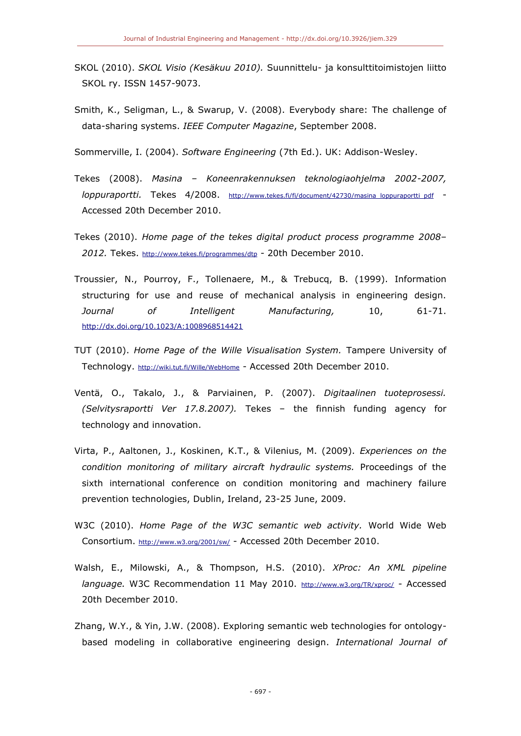SKOL (2010). *SKOL Visio (Kesäkuu 2010).* Suunnittelu- ja konsulttitoimistojen liitto SKOL ry. ISSN 1457-9073.

Smith, K., Seligman, L., & Swarup, V. (2008). Everybody share: The challenge of data-sharing systems. *IEEE Computer Magazine*, September 2008.

Sommerville, I. (2004). *Software Engineering* (7th Ed.). UK: Addison-Wesley.

Tekes (2008). *Masina – Koneenrakennuksen teknologiaohjelma 2002-2007, loppuraportti.* Tekes 4/2008. http://www.tekes.fi/fi/document/42730/masina_loppuraportti_pdf - Accessed 20th December 2010.

Tekes (2010). *Home page of the tekes digital product process programme 2008–2012.* Tekes. http://www.tekes.fi/programmes/dtp - 20th December 2010.

Troussier, N., Pourroy, F., Tollenaere, M., & Trebucq, B. (1999). Information structuring for use and reuse of mechanical analysis in engineering design. *Journal of Intelligent Manufacturing,* 10, 61-71. http://dx.doi.org/10.1023/A:1008968514421

TUT (2010). *Home Page of the Wille Visualisation System.* Tampere University of Technology. http://wiki.tut.fi/Wille/WebHome - Accessed 20th December 2010.

Ventä, O., Takalo, J., & Parviainen, P. (2007). *Digitaalinen tuoteprosessi. (Selvitysraportti Ver 17.8.2007).* Tekes – the finnish funding agency for technology and innovation.

Virta, P., Aaltonen, J., Koskinen, K.T., & Vilenius, M. (2009). *Experiences on the condition monitoring of military aircraft hydraulic systems.* Proceedings of the sixth international conference on condition monitoring and machinery failure prevention technologies, Dublin, Ireland, 23-25 June, 2009.

W3C (2010). *Home Page of the W3C semantic web activity.* World Wide Web Consortium. http://www.w3.org/2001/sw/ - Accessed 20th December 2010.

Walsh, E., Milowski, A., & Thompson, H.S. (2010). *XProc: An XML pipeline language.* W3C Recommendation 11 May 2010. http://www.w3.org/TR/xproc/ - Accessed 20th December 2010.

Zhang, W.Y., & Yin, J.W. (2008). Exploring semantic web technologies for ontology-based modeling in collaborative engineering design. *International Journal of*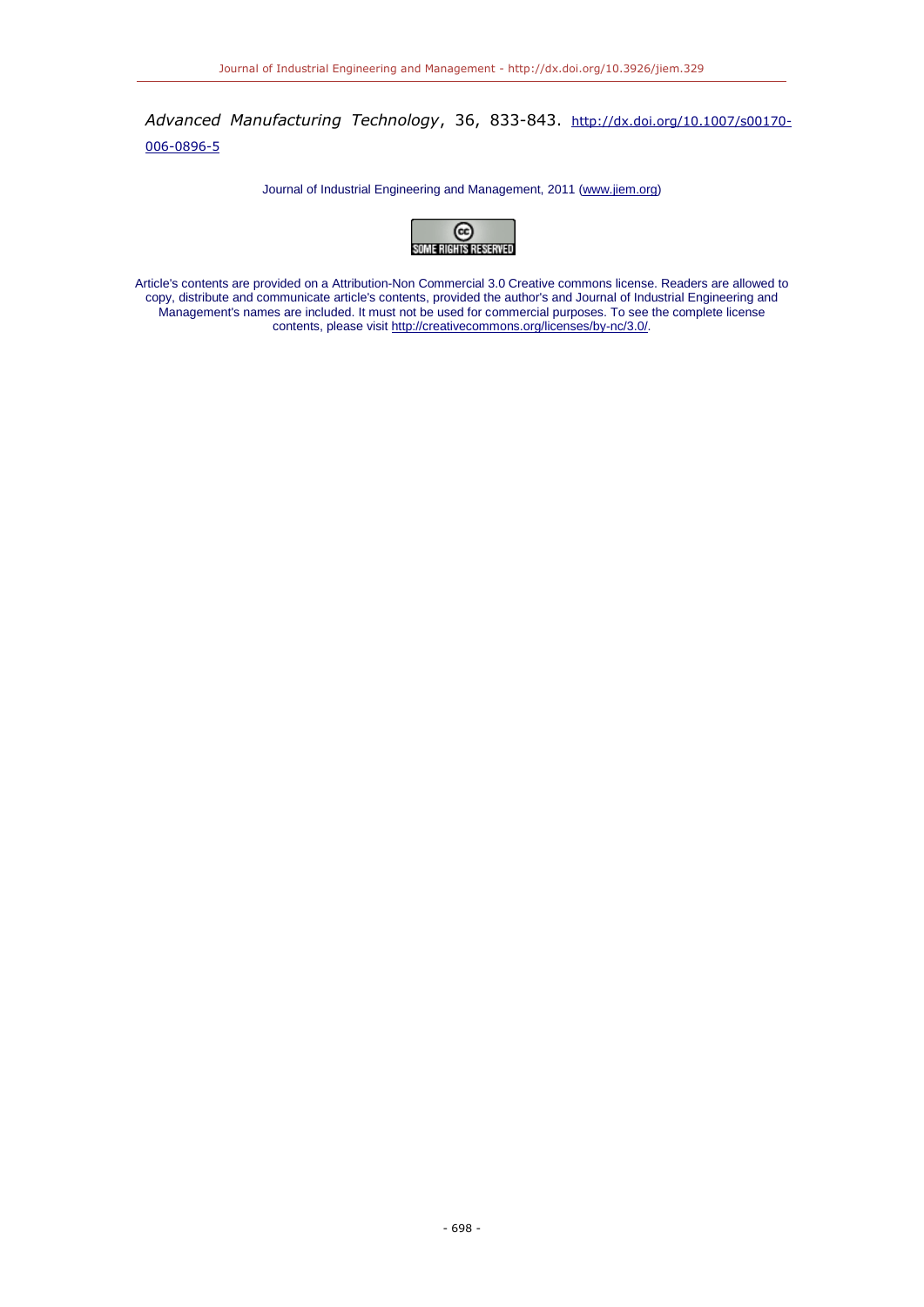*Advanced Manufacturing Technology*, 36, 833-843. http://dx.doi.org/10.1007/s00170-006-0896-5

Journal of Industrial Engineering and Management, 2011 (www.jiem.org)

SOME RIGHTS RESERVED

Article's contents are provided on a Attribution-Non Commercial 3.0 Creative commons license. Readers are allowed to copy, distribute and communicate article's contents, provided the author's and Journal of Industrial Engineering and Management's names are included. It must not be used for commercial purposes. To see the complete license contents, please visit http://creativecommons.org/licenses/by-nc/3.0/.